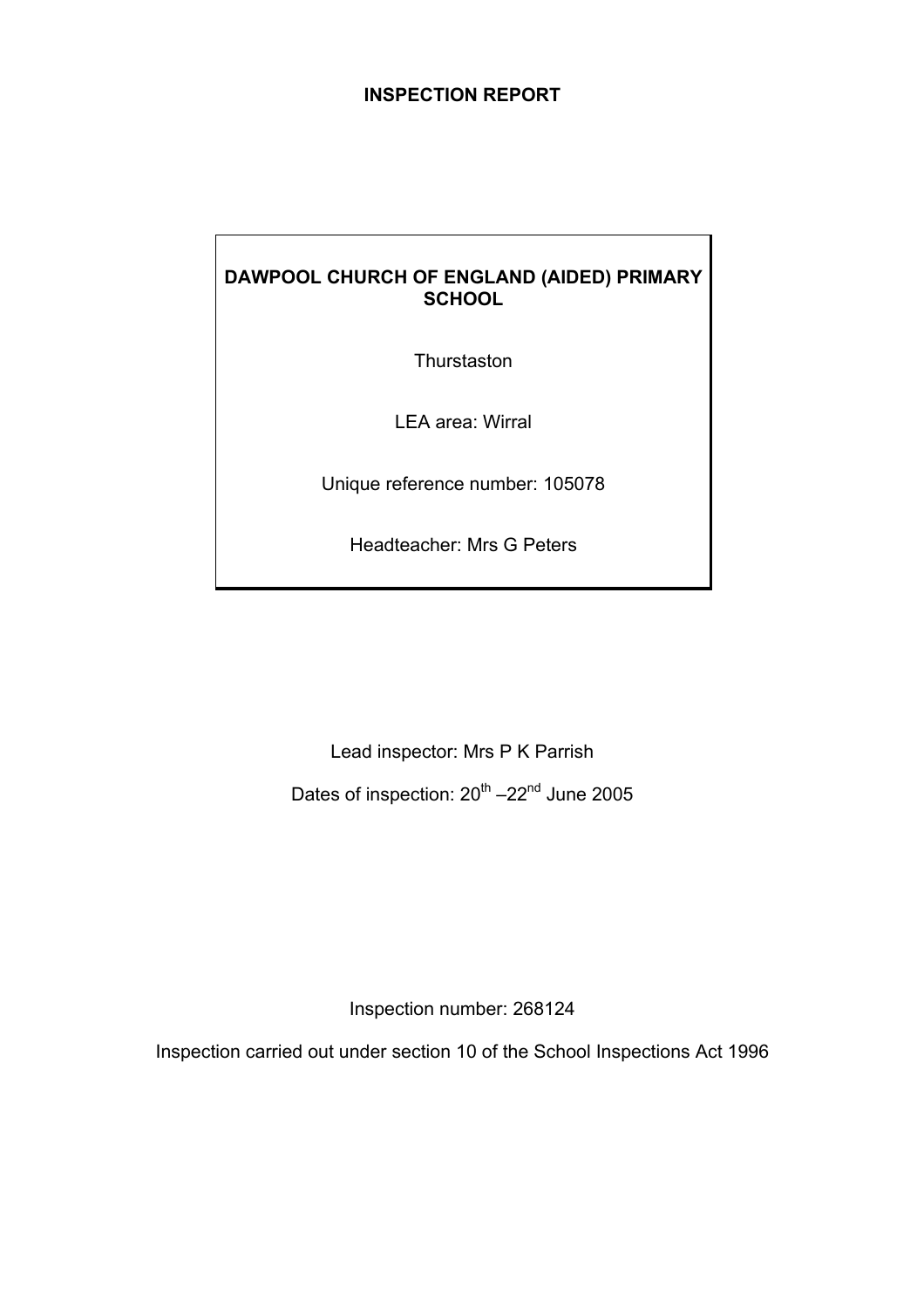# INSPECTION REPORT

**DAWPOOL CHURCH OF ENGLAND (AIDED) PRIMARY SCHOOL**

Thurstaston

LEA area: Wirral

Unique reference number: 105078

Headteacher: Mrs G Peters

Lead inspector: Mrs P K Parrish

Dates of inspection: 20th –22nd June 2005

Inspection number: 268124

Inspection carried out under section 10 of the School Inspections Act 1996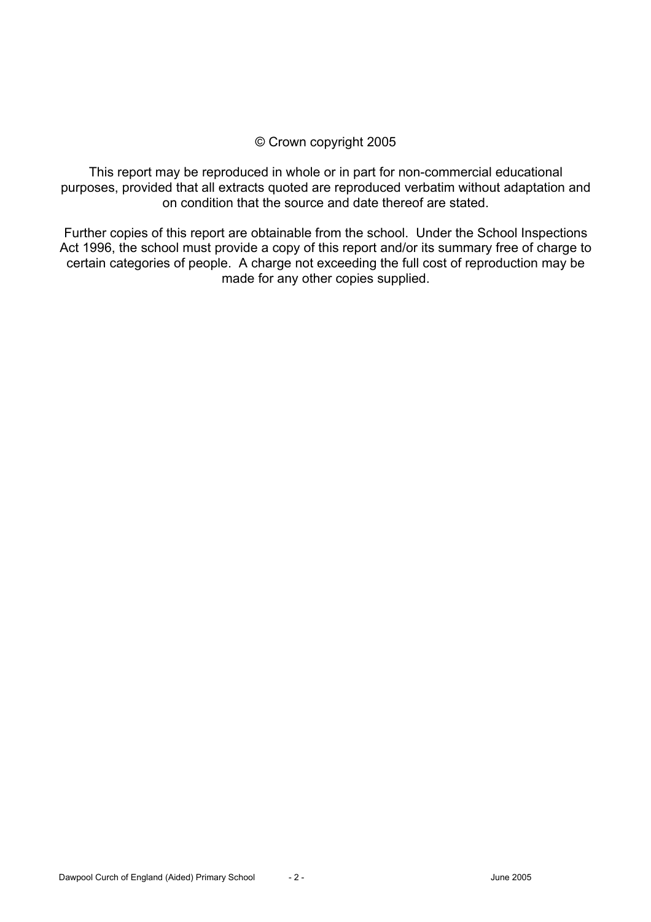© Crown copyright 2005

This report may be reproduced in whole or in part for non-commercial educational purposes, provided that all extracts quoted are reproduced verbatim without adaptation and on condition that the source and date thereof are stated.

Further copies of this report are obtainable from the school. Under the School Inspections Act 1996, the school must provide a copy of this report and/or its summary free of charge to certain categories of people. A charge not exceeding the full cost of reproduction may be made for any other copies supplied.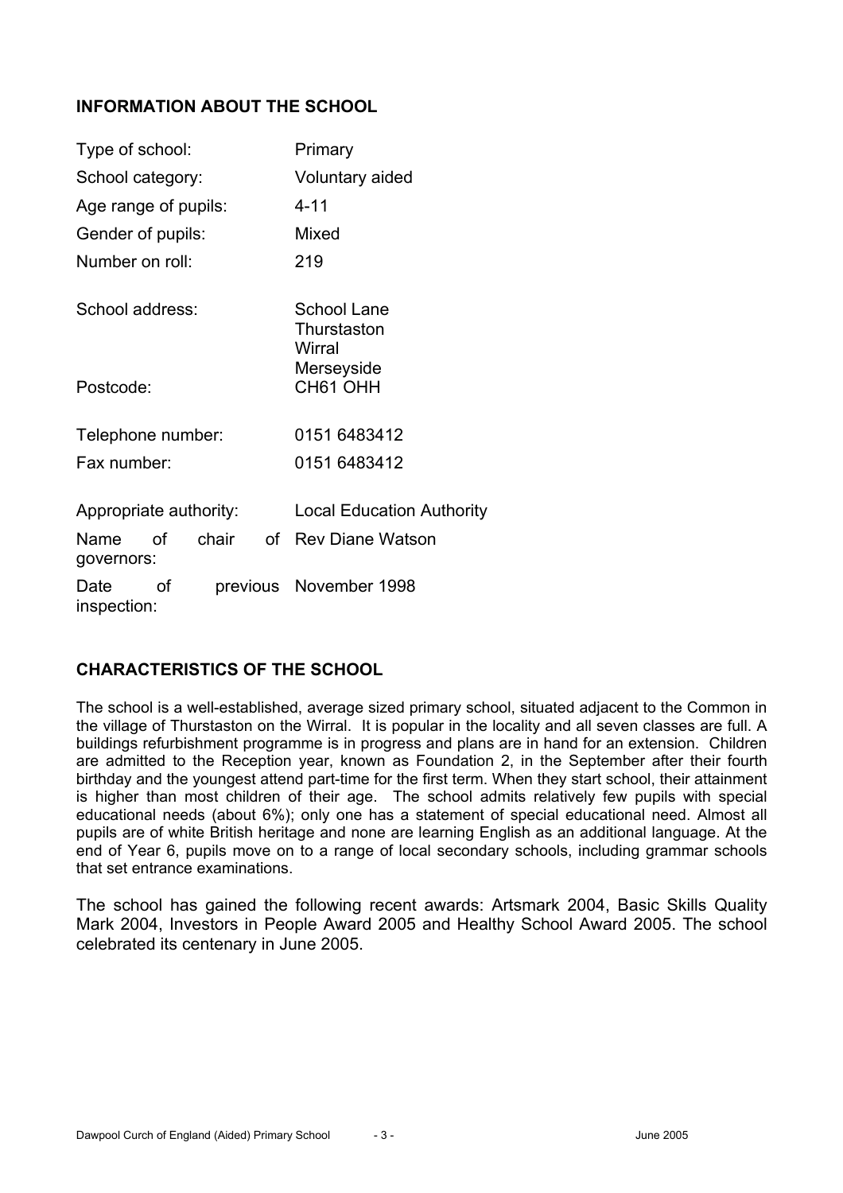## INFORMATION ABOUT THE SCHOOL

| | |
|---|---|
| Type of school: | Primary |
| School category: | Voluntary aided |
| Age range of pupils: | 4-11 |
| Gender of pupils: | Mixed |
| Number on roll: | 219 |
| School address: | School Lane<br>Thurstaston<br>Wirral<br>Merseyside |
| Postcode: | CH61 OHH |
| Telephone number: | 0151 6483412 |
| Fax number: | 0151 6483412 |
| Appropriate authority: | Local Education Authority |
| Name of chair of governors: | Rev Diane Watson |
| Date of previous inspection: | November 1998 |

## CHARACTERISTICS OF THE SCHOOL

The school is a well-established, average sized primary school, situated adjacent to the Common in the village of Thurstaston on the Wirral. It is popular in the locality and all seven classes are full. A buildings refurbishment programme is in progress and plans are in hand for an extension. Children are admitted to the Reception year, known as Foundation 2, in the September after their fourth birthday and the youngest attend part-time for the first term. When they start school, their attainment is higher than most children of their age. The school admits relatively few pupils with special educational needs (about 6%); only one has a statement of special educational need. Almost all pupils are of white British heritage and none are learning English as an additional language. At the end of Year 6, pupils move on to a range of local secondary schools, including grammar schools that set entrance examinations.

The school has gained the following recent awards: Artsmark 2004, Basic Skills Quality Mark 2004, Investors in People Award 2005 and Healthy School Award 2005. The school celebrated its centenary in June 2005.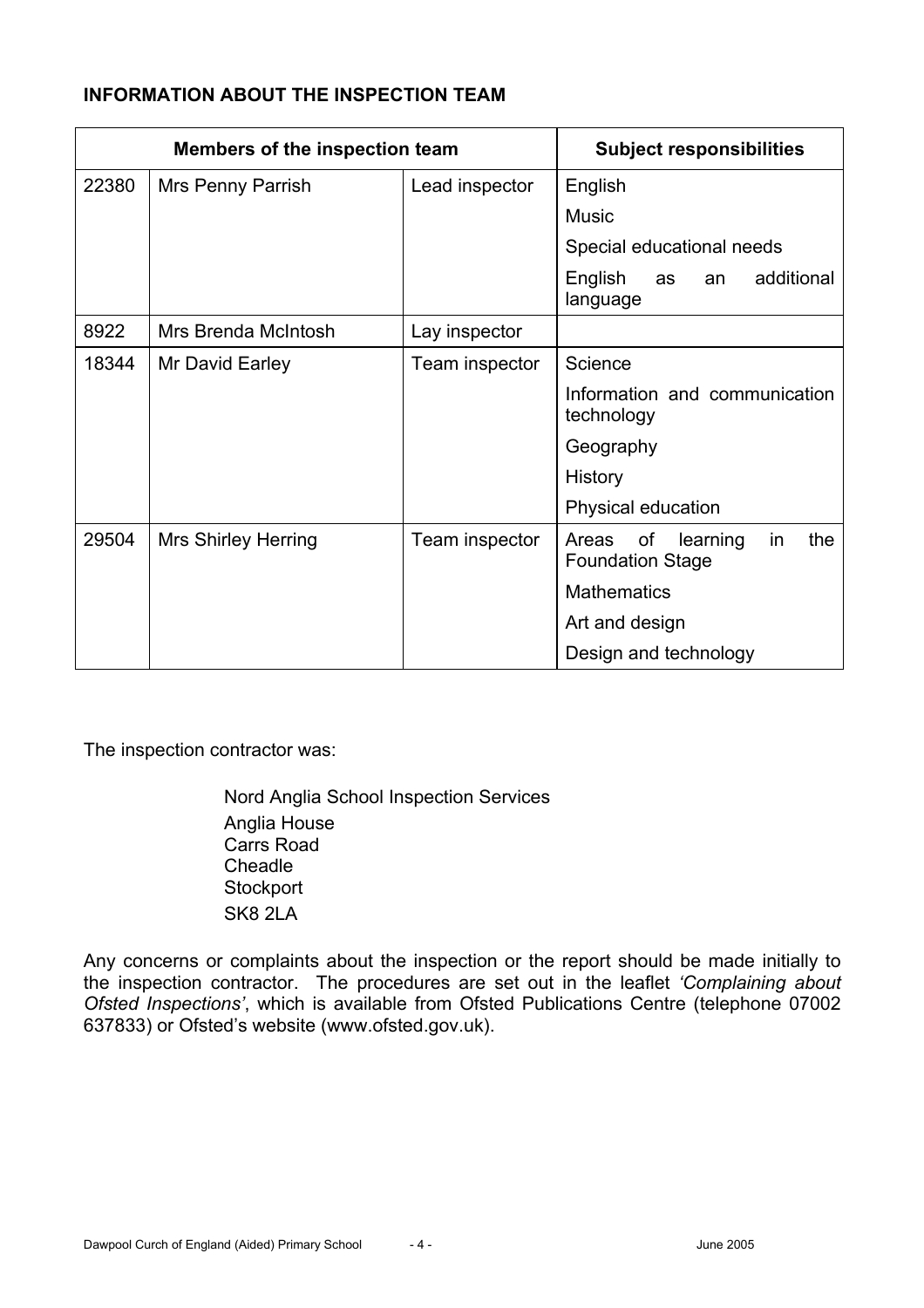**INFORMATION ABOUT THE INSPECTION TEAM**

| Members of the inspection team | | | Subject responsibilities |
| --- | --- | --- | --- |
| 22380 | Mrs Penny Parrish | Lead inspector | English |
| | | | Music |
| | | | Special educational needs |
| | | | English as an additional language |
| 8922 | Mrs Brenda McIntosh | Lay inspector | |
| 18344 | Mr David Earley | Team inspector | Science |
| | | | Information and communication technology |
| | | | Geography |
| | | | History |
| | | | Physical education |
| 29504 | Mrs Shirley Herring | Team inspector | Areas of learning in the Foundation Stage |
| | | | Mathematics |
| | | | Art and design |
| | | | Design and technology |

The inspection contractor was:

Nord Anglia School Inspection Services
Anglia House
Carrs Road
Cheadle
Stockport
SK8 2LA

Any concerns or complaints about the inspection or the report should be made initially to the inspection contractor. The procedures are set out in the leaflet *'Complaining about Ofsted Inspections'*, which is available from Ofsted Publications Centre (telephone 07002 637833) or Ofsted's website (www.ofsted.gov.uk).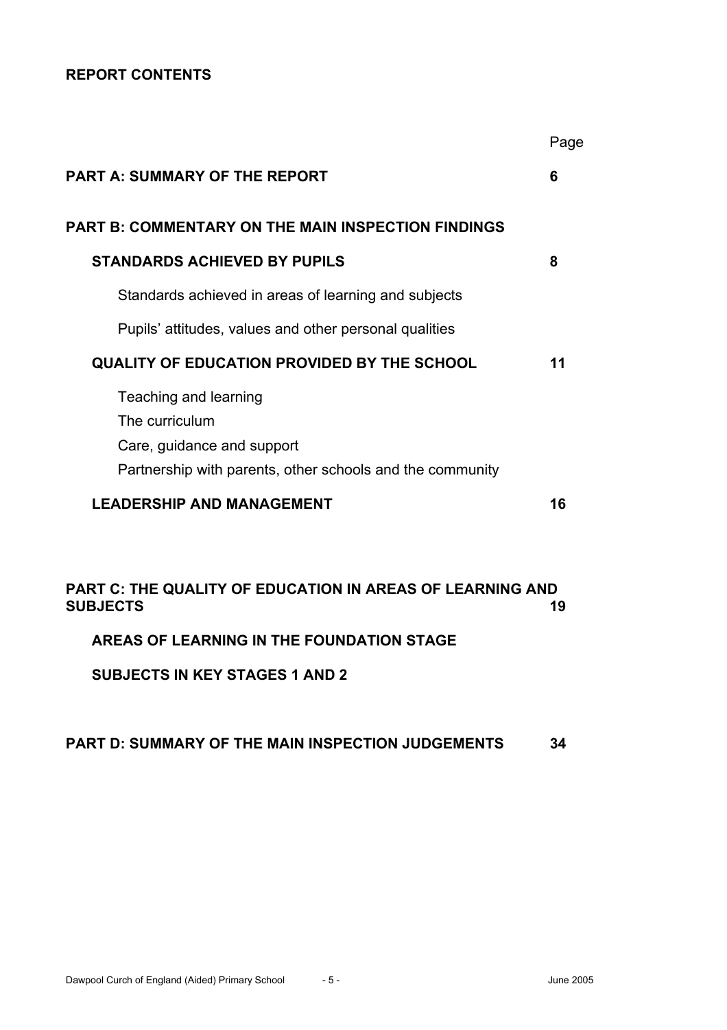**REPORT CONTENTS**

| | Page |
|---|---|
| **PART A: SUMMARY OF THE REPORT** | **6** |
| **PART B: COMMENTARY ON THE MAIN INSPECTION FINDINGS** | |
| **STANDARDS ACHIEVED BY PUPILS** | **8** |
| Standards achieved in areas of learning and subjects | |
| Pupils' attitudes, values and other personal qualities | |
| **QUALITY OF EDUCATION PROVIDED BY THE SCHOOL** | **11** |
| Teaching and learning<br>The curriculum<br>Care, guidance and support<br>Partnership with parents, other schools and the community | |
| **LEADERSHIP AND MANAGEMENT** | **16** |
| **PART C: THE QUALITY OF EDUCATION IN AREAS OF LEARNING AND SUBJECTS** | **19** |
| **AREAS OF LEARNING IN THE FOUNDATION STAGE** | |
| **SUBJECTS IN KEY STAGES 1 AND 2** | |
| **PART D: SUMMARY OF THE MAIN INSPECTION JUDGEMENTS** | **34** |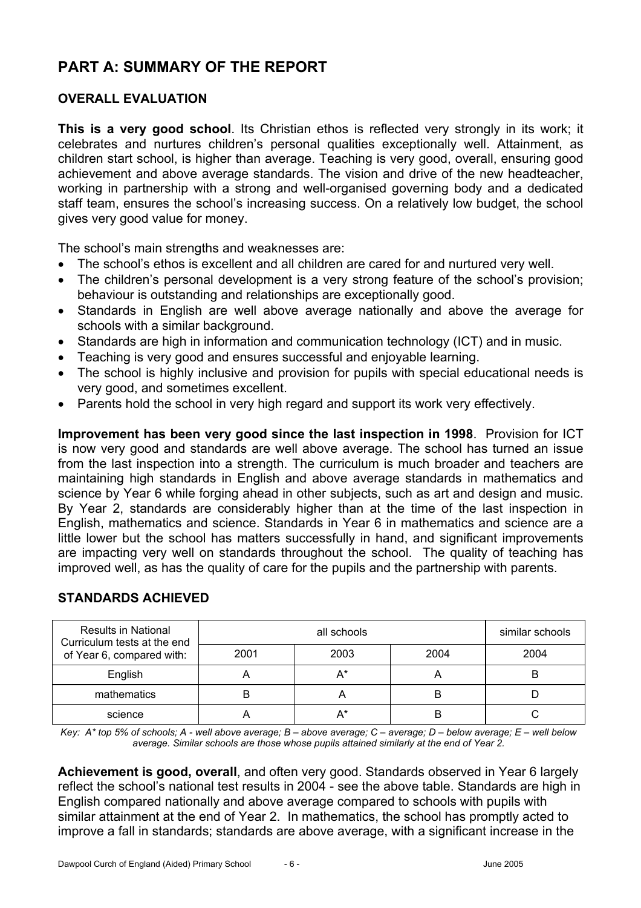## PART A: SUMMARY OF THE REPORT

### OVERALL EVALUATION

**This is a very good school**. Its Christian ethos is reflected very strongly in its work; it celebrates and nurtures children's personal qualities exceptionally well. Attainment, as children start school, is higher than average. Teaching is very good, overall, ensuring good achievement and above average standards. The vision and drive of the new headteacher, working in partnership with a strong and well-organised governing body and a dedicated staff team, ensures the school's increasing success. On a relatively low budget, the school gives very good value for money.

The school's main strengths and weaknesses are:

- The school's ethos is excellent and all children are cared for and nurtured very well.
- The children's personal development is a very strong feature of the school's provision; behaviour is outstanding and relationships are exceptionally good.
- Standards in English are well above average nationally and above the average for schools with a similar background.
- Standards are high in information and communication technology (ICT) and in music.
- Teaching is very good and ensures successful and enjoyable learning.
- The school is highly inclusive and provision for pupils with special educational needs is very good, and sometimes excellent.
- Parents hold the school in very high regard and support its work very effectively.

**Improvement has been very good since the last inspection in 1998**. Provision for ICT is now very good and standards are well above average. The school has turned an issue from the last inspection into a strength. The curriculum is much broader and teachers are maintaining high standards in English and above average standards in mathematics and science by Year 6 while forging ahead in other subjects, such as art and design and music. By Year 2, standards are considerably higher than at the time of the last inspection in English, mathematics and science. Standards in Year 6 in mathematics and science are a little lower but the school has matters successfully in hand, and significant improvements are impacting very well on standards throughout the school. The quality of teaching has improved well, as has the quality of care for the pupils and the partnership with parents.

### STANDARDS ACHIEVED

| Results in National Curriculum tests at the end of Year 6, compared with: | all schools | | | similar schools |
|---|---|---|---|---|
| | 2001 | 2003 | 2004 | 2004 |
| English | A | A* | A | B |
| mathematics | B | A | B | D |
| science | A | A* | B | C |

*Key: A* top 5% of schools; A - well above average; B – above average; C – average; D – below average; E – well below average. Similar schools are those whose pupils attained similarly at the end of Year 2.*

**Achievement is good, overall**, and often very good. Standards observed in Year 6 largely reflect the school's national test results in 2004 - see the above table. Standards are high in English compared nationally and above average compared to schools with pupils with similar attainment at the end of Year 2. In mathematics, the school has promptly acted to improve a fall in standards; standards are above average, with a significant increase in the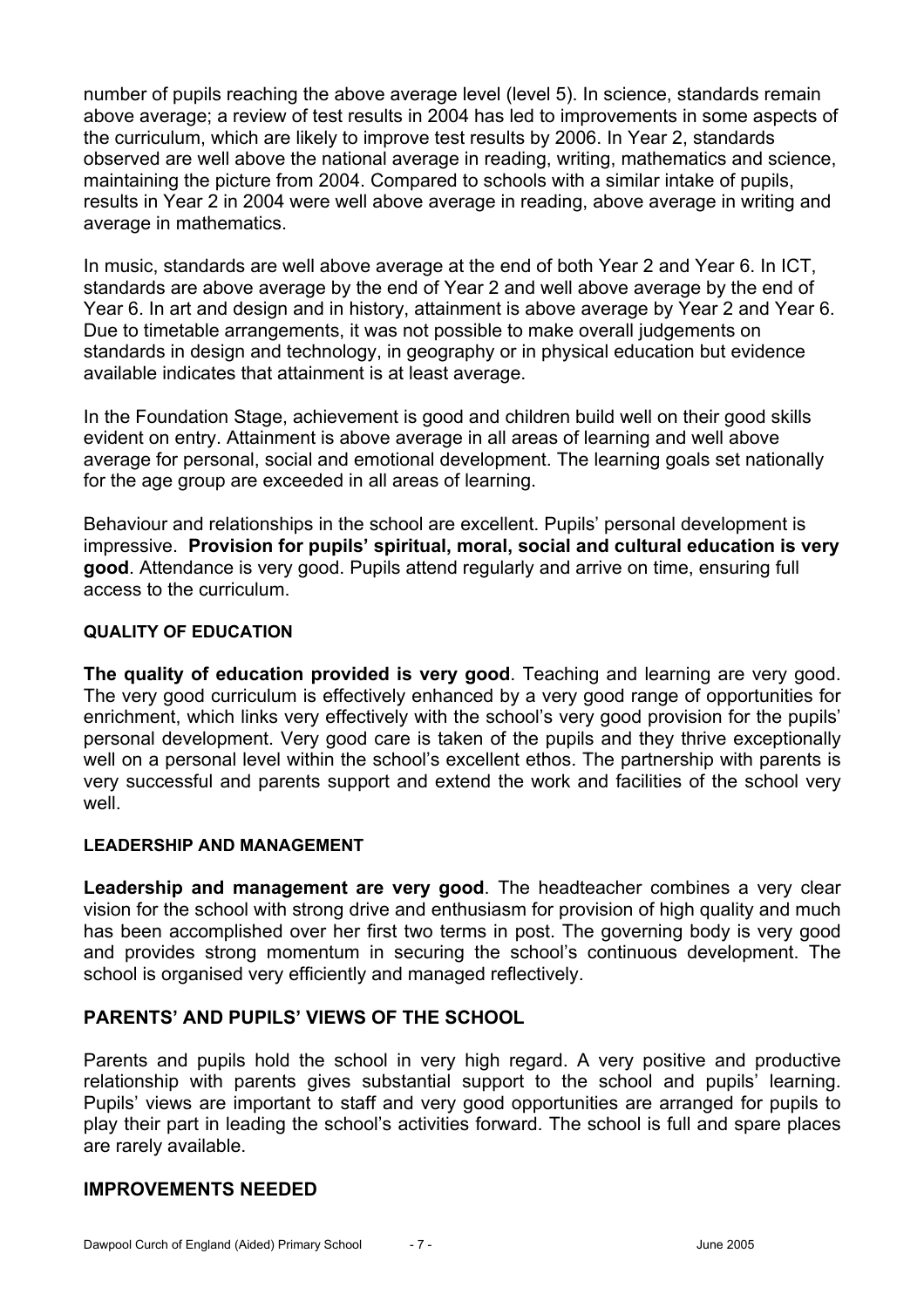number of pupils reaching the above average level (level 5). In science, standards remain above average; a review of test results in 2004 has led to improvements in some aspects of the curriculum, which are likely to improve test results by 2006. In Year 2, standards observed are well above the national average in reading, writing, mathematics and science, maintaining the picture from 2004. Compared to schools with a similar intake of pupils, results in Year 2 in 2004 were well above average in reading, above average in writing and average in mathematics.

In music, standards are well above average at the end of both Year 2 and Year 6. In ICT, standards are above average by the end of Year 2 and well above average by the end of Year 6. In art and design and in history, attainment is above average by Year 2 and Year 6. Due to timetable arrangements, it was not possible to make overall judgements on standards in design and technology, in geography or in physical education but evidence available indicates that attainment is at least average.

In the Foundation Stage, achievement is good and children build well on their good skills evident on entry. Attainment is above average in all areas of learning and well above average for personal, social and emotional development. The learning goals set nationally for the age group are exceeded in all areas of learning.

Behaviour and relationships in the school are excellent. Pupils' personal development is impressive. **Provision for pupils' spiritual, moral, social and cultural education is very good**. Attendance is very good. Pupils attend regularly and arrive on time, ensuring full access to the curriculum.

#### QUALITY OF EDUCATION

**The quality of education provided is very good**. Teaching and learning are very good. The very good curriculum is effectively enhanced by a very good range of opportunities for enrichment, which links very effectively with the school's very good provision for the pupils' personal development. Very good care is taken of the pupils and they thrive exceptionally well on a personal level within the school's excellent ethos. The partnership with parents is very successful and parents support and extend the work and facilities of the school very well.

#### LEADERSHIP AND MANAGEMENT

**Leadership and management are very good**. The headteacher combines a very clear vision for the school with strong drive and enthusiasm for provision of high quality and much has been accomplished over her first two terms in post. The governing body is very good and provides strong momentum in securing the school's continuous development. The school is organised very efficiently and managed reflectively.

### PARENTS' AND PUPILS' VIEWS OF THE SCHOOL

Parents and pupils hold the school in very high regard. A very positive and productive relationship with parents gives substantial support to the school and pupils' learning. Pupils' views are important to staff and very good opportunities are arranged for pupils to play their part in leading the school's activities forward. The school is full and spare places are rarely available.

### IMPROVEMENTS NEEDED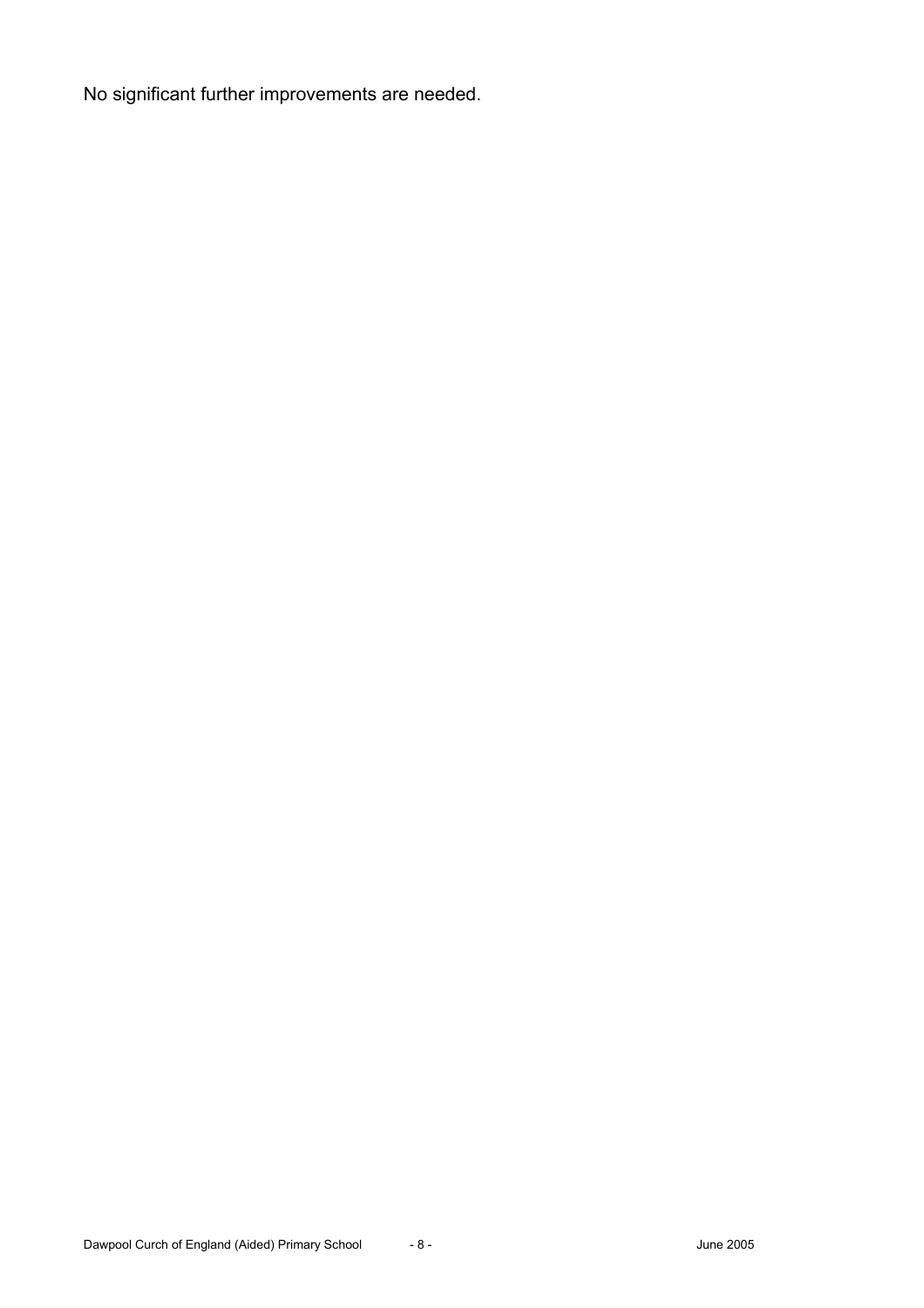No significant further improvements are needed.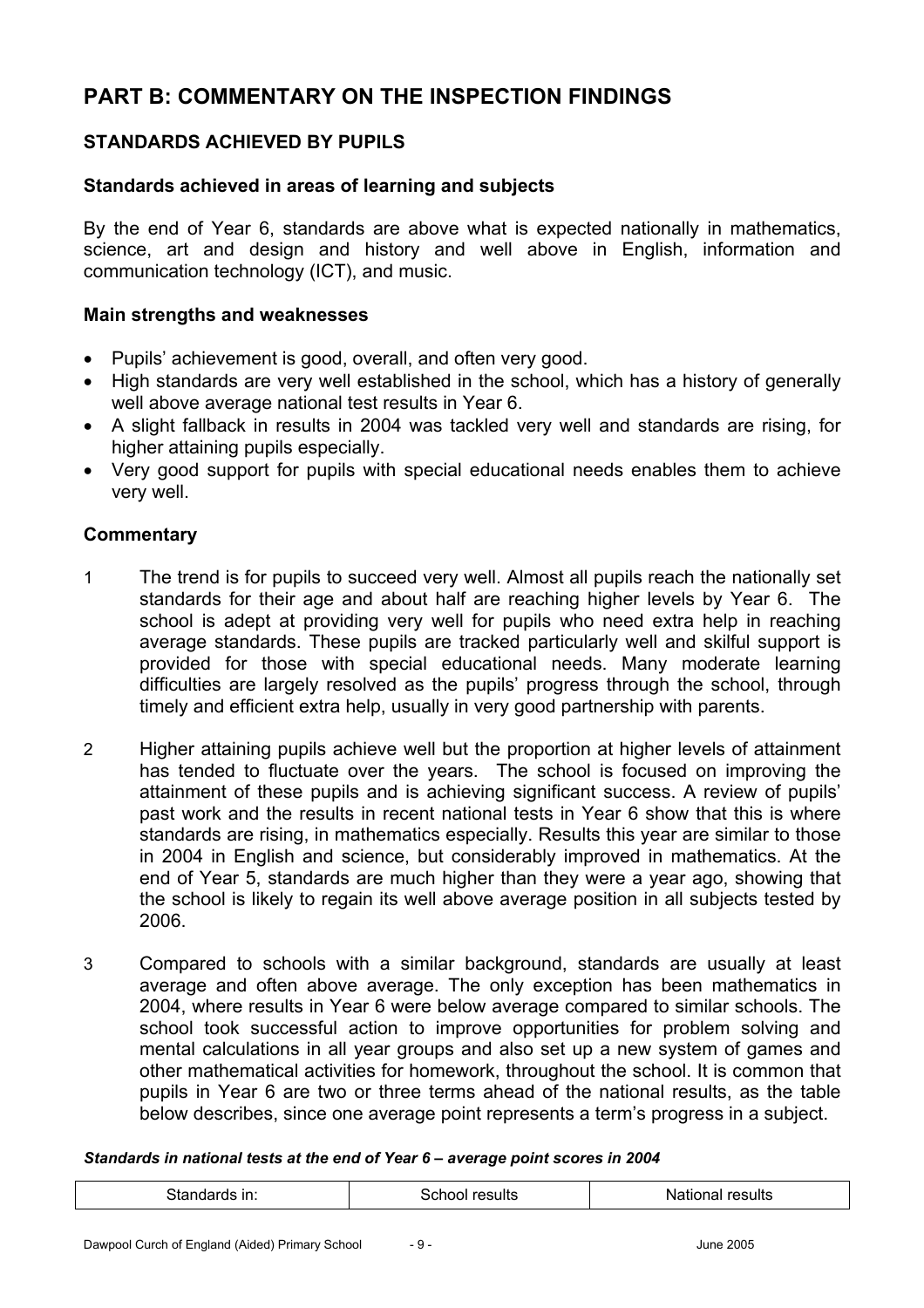# PART B: COMMENTARY ON THE INSPECTION FINDINGS

## STANDARDS ACHIEVED BY PUPILS

### Standards achieved in areas of learning and subjects

By the end of Year 6, standards are above what is expected nationally in mathematics, science, art and design and history and well above in English, information and communication technology (ICT), and music.

### Main strengths and weaknesses

- Pupils' achievement is good, overall, and often very good.
- High standards are very well established in the school, which has a history of generally well above average national test results in Year 6.
- A slight fallback in results in 2004 was tackled very well and standards are rising, for higher attaining pupils especially.
- Very good support for pupils with special educational needs enables them to achieve very well.

### Commentary

1 The trend is for pupils to succeed very well. Almost all pupils reach the nationally set standards for their age and about half are reaching higher levels by Year 6. The school is adept at providing very well for pupils who need extra help in reaching average standards. These pupils are tracked particularly well and skilful support is provided for those with special educational needs. Many moderate learning difficulties are largely resolved as the pupils' progress through the school, through timely and efficient extra help, usually in very good partnership with parents.

2 Higher attaining pupils achieve well but the proportion at higher levels of attainment has tended to fluctuate over the years. The school is focused on improving the attainment of these pupils and is achieving significant success. A review of pupils' past work and the results in recent national tests in Year 6 show that this is where standards are rising, in mathematics especially. Results this year are similar to those in 2004 in English and science, but considerably improved in mathematics. At the end of Year 5, standards are much higher than they were a year ago, showing that the school is likely to regain its well above average position in all subjects tested by 2006.

3 Compared to schools with a similar background, standards are usually at least average and often above average. The only exception has been mathematics in 2004, where results in Year 6 were below average compared to similar schools. The school took successful action to improve opportunities for problem solving and mental calculations in all year groups and also set up a new system of games and other mathematical activities for homework, throughout the school. It is common that pupils in Year 6 are two or three terms ahead of the national results, as the table below describes, since one average point represents a term's progress in a subject.

***Standards in national tests at the end of Year 6 – average point scores in 2004***

| Standards in: | School results | National results |
|---|---|---|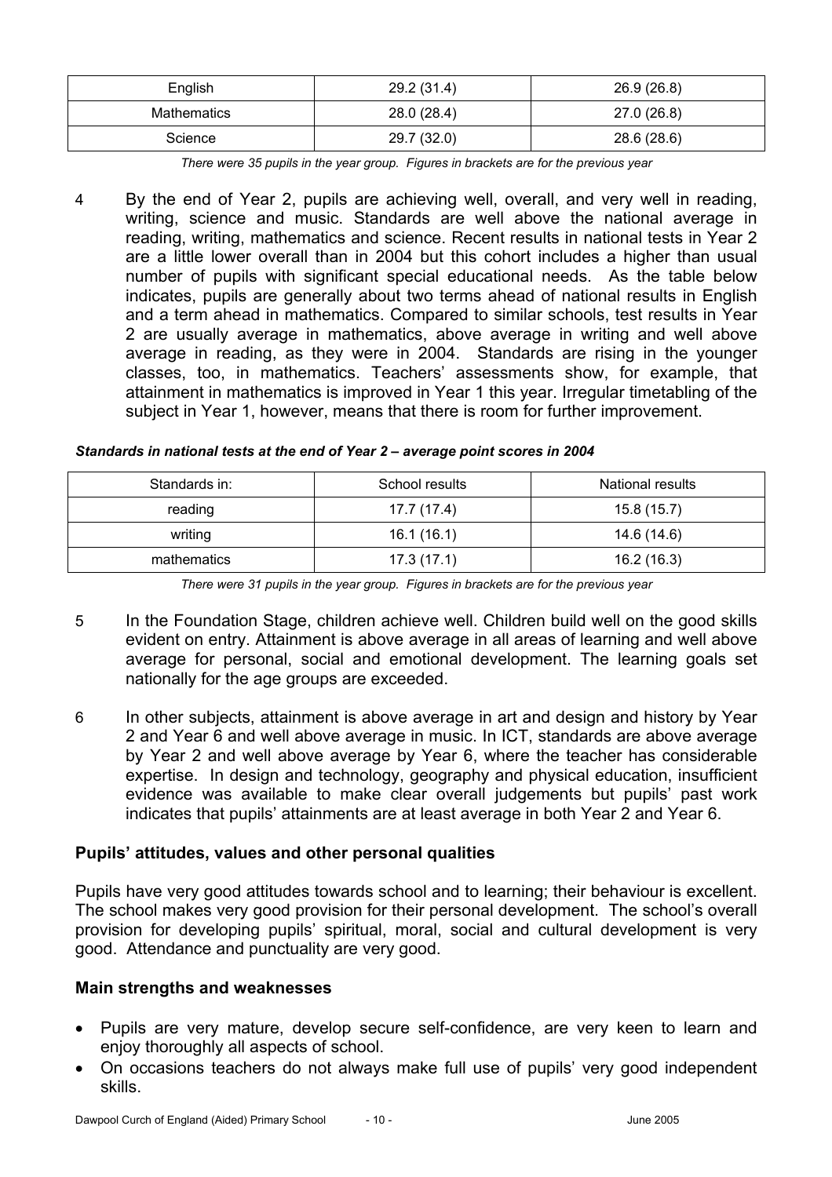| English | 29.2 (31.4) | 26.9 (26.8) |
|---|---|---|
| Mathematics | 28.0 (28.4) | 27.0 (26.8) |
| Science | 29.7 (32.0) | 28.6 (28.6) |

*There were 35 pupils in the year group. Figures in brackets are for the previous year*

4 By the end of Year 2, pupils are achieving well, overall, and very well in reading, writing, science and music. Standards are well above the national average in reading, writing, mathematics and science. Recent results in national tests in Year 2 are a little lower overall than in 2004 but this cohort includes a higher than usual number of pupils with significant special educational needs. As the table below indicates, pupils are generally about two terms ahead of national results in English and a term ahead in mathematics. Compared to similar schools, test results in Year 2 are usually average in mathematics, above average in writing and well above average in reading, as they were in 2004. Standards are rising in the younger classes, too, in mathematics. Teachers' assessments show, for example, that attainment in mathematics is improved in Year 1 this year. Irregular timetabling of the subject in Year 1, however, means that there is room for further improvement.

***Standards in national tests at the end of Year 2 – average point scores in 2004***

| Standards in: | School results | National results |
|---|---|---|
| reading | 17.7 (17.4) | 15.8 (15.7) |
| writing | 16.1 (16.1) | 14.6 (14.6) |
| mathematics | 17.3 (17.1) | 16.2 (16.3) |

*There were 31 pupils in the year group. Figures in brackets are for the previous year*

5 In the Foundation Stage, children achieve well. Children build well on the good skills evident on entry. Attainment is above average in all areas of learning and well above average for personal, social and emotional development. The learning goals set nationally for the age groups are exceeded.

6 In other subjects, attainment is above average in art and design and history by Year 2 and Year 6 and well above average in music. In ICT, standards are above average by Year 2 and well above average by Year 6, where the teacher has considerable expertise. In design and technology, geography and physical education, insufficient evidence was available to make clear overall judgements but pupils' past work indicates that pupils' attainments are at least average in both Year 2 and Year 6.

### Pupils' attitudes, values and other personal qualities

Pupils have very good attitudes towards school and to learning; their behaviour is excellent. The school makes very good provision for their personal development. The school's overall provision for developing pupils' spiritual, moral, social and cultural development is very good. Attendance and punctuality are very good.

### Main strengths and weaknesses

- Pupils are very mature, develop secure self-confidence, are very keen to learn and enjoy thoroughly all aspects of school.
- On occasions teachers do not always make full use of pupils' very good independent skills.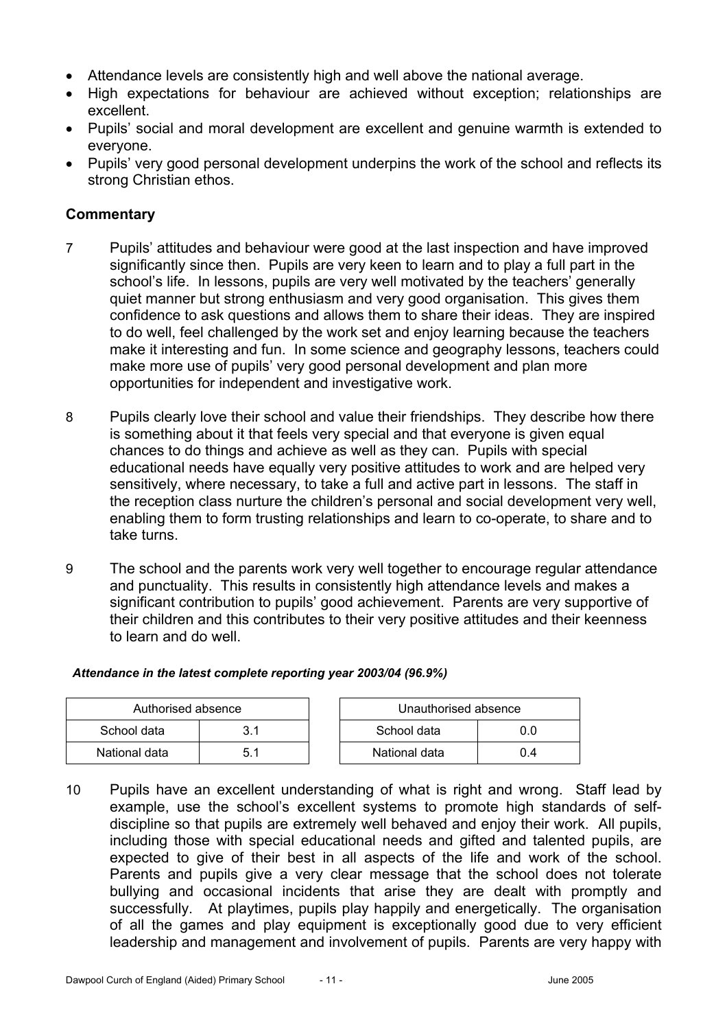- Attendance levels are consistently high and well above the national average.
- High expectations for behaviour are achieved without exception; relationships are excellent.
- Pupils' social and moral development are excellent and genuine warmth is extended to everyone.
- Pupils' very good personal development underpins the work of the school and reflects its strong Christian ethos.

### Commentary

7 Pupils' attitudes and behaviour were good at the last inspection and have improved significantly since then. Pupils are very keen to learn and to play a full part in the school's life. In lessons, pupils are very well motivated by the teachers' generally quiet manner but strong enthusiasm and very good organisation. This gives them confidence to ask questions and allows them to share their ideas. They are inspired to do well, feel challenged by the work set and enjoy learning because the teachers make it interesting and fun. In some science and geography lessons, teachers could make more use of pupils' very good personal development and plan more opportunities for independent and investigative work.

8 Pupils clearly love their school and value their friendships. They describe how there is something about it that feels very special and that everyone is given equal chances to do things and achieve as well as they can. Pupils with special educational needs have equally very positive attitudes to work and are helped very sensitively, where necessary, to take a full and active part in lessons. The staff in the reception class nurture the children's personal and social development very well, enabling them to form trusting relationships and learn to co-operate, to share and to take turns.

9 The school and the parents work very well together to encourage regular attendance and punctuality. This results in consistently high attendance levels and makes a significant contribution to pupils' good achievement. Parents are very supportive of their children and this contributes to their very positive attitudes and their keenness to learn and do well.

***Attendance in the latest complete reporting year 2003/04 (96.9%)***

| Authorised absence | |
|---|---|
| School data | 3.1 |
| National data | 5.1 |

| Unauthorised absence | |
|---|---|
| School data | 0.0 |
| National data | 0.4 |

10 Pupils have an excellent understanding of what is right and wrong. Staff lead by example, use the school's excellent systems to promote high standards of self-discipline so that pupils are extremely well behaved and enjoy their work. All pupils, including those with special educational needs and gifted and talented pupils, are expected to give of their best in all aspects of the life and work of the school. Parents and pupils give a very clear message that the school does not tolerate bullying and occasional incidents that arise they are dealt with promptly and successfully. At playtimes, pupils play happily and energetically. The organisation of all the games and play equipment is exceptionally good due to very efficient leadership and management and involvement of pupils. Parents are very happy with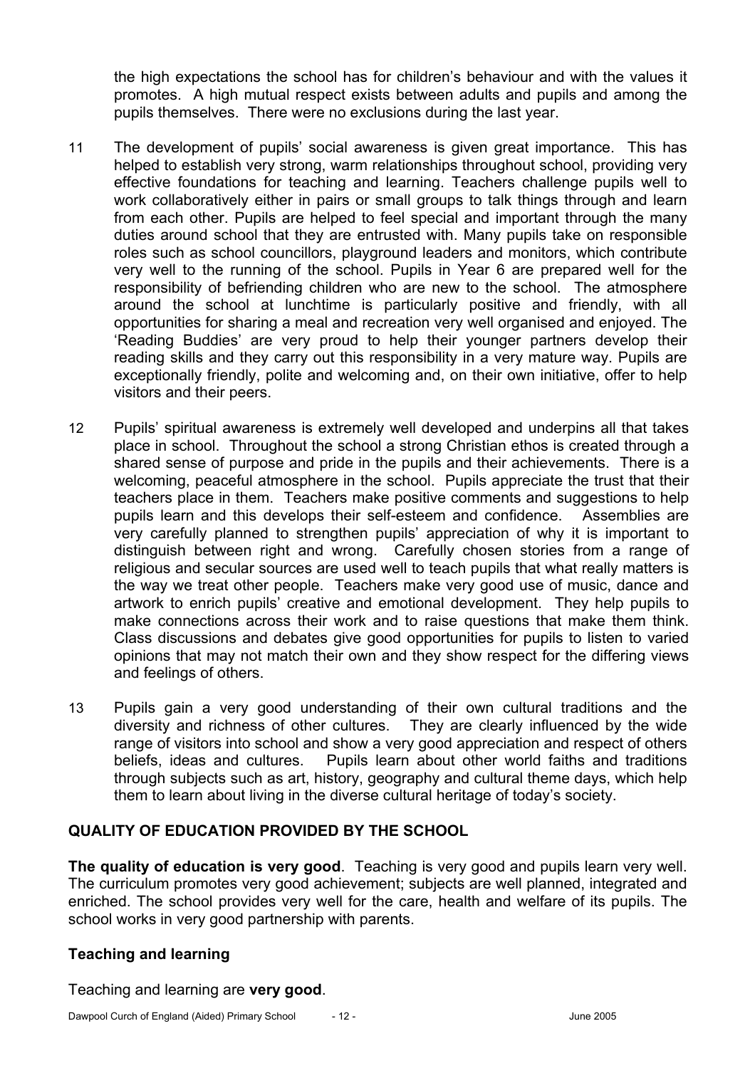the high expectations the school has for children's behaviour and with the values it promotes. A high mutual respect exists between adults and pupils and among the pupils themselves. There were no exclusions during the last year.

11 The development of pupils' social awareness is given great importance. This has helped to establish very strong, warm relationships throughout school, providing very effective foundations for teaching and learning. Teachers challenge pupils well to work collaboratively either in pairs or small groups to talk things through and learn from each other. Pupils are helped to feel special and important through the many duties around school that they are entrusted with. Many pupils take on responsible roles such as school councillors, playground leaders and monitors, which contribute very well to the running of the school. Pupils in Year 6 are prepared well for the responsibility of befriending children who are new to the school. The atmosphere around the school at lunchtime is particularly positive and friendly, with all opportunities for sharing a meal and recreation very well organised and enjoyed. The 'Reading Buddies' are very proud to help their younger partners develop their reading skills and they carry out this responsibility in a very mature way. Pupils are exceptionally friendly, polite and welcoming and, on their own initiative, offer to help visitors and their peers.

12 Pupils' spiritual awareness is extremely well developed and underpins all that takes place in school. Throughout the school a strong Christian ethos is created through a shared sense of purpose and pride in the pupils and their achievements. There is a welcoming, peaceful atmosphere in the school. Pupils appreciate the trust that their teachers place in them. Teachers make positive comments and suggestions to help pupils learn and this develops their self-esteem and confidence. Assemblies are very carefully planned to strengthen pupils' appreciation of why it is important to distinguish between right and wrong. Carefully chosen stories from a range of religious and secular sources are used well to teach pupils that what really matters is the way we treat other people. Teachers make very good use of music, dance and artwork to enrich pupils' creative and emotional development. They help pupils to make connections across their work and to raise questions that make them think. Class discussions and debates give good opportunities for pupils to listen to varied opinions that may not match their own and they show respect for the differing views and feelings of others.

13 Pupils gain a very good understanding of their own cultural traditions and the diversity and richness of other cultures. They are clearly influenced by the wide range of visitors into school and show a very good appreciation and respect of others beliefs, ideas and cultures. Pupils learn about other world faiths and traditions through subjects such as art, history, geography and cultural theme days, which help them to learn about living in the diverse cultural heritage of today's society.

## QUALITY OF EDUCATION PROVIDED BY THE SCHOOL

**The quality of education is very good**. Teaching is very good and pupils learn very well. The curriculum promotes very good achievement; subjects are well planned, integrated and enriched. The school provides very well for the care, health and welfare of its pupils. The school works in very good partnership with parents.

### Teaching and learning

Teaching and learning are **very good**.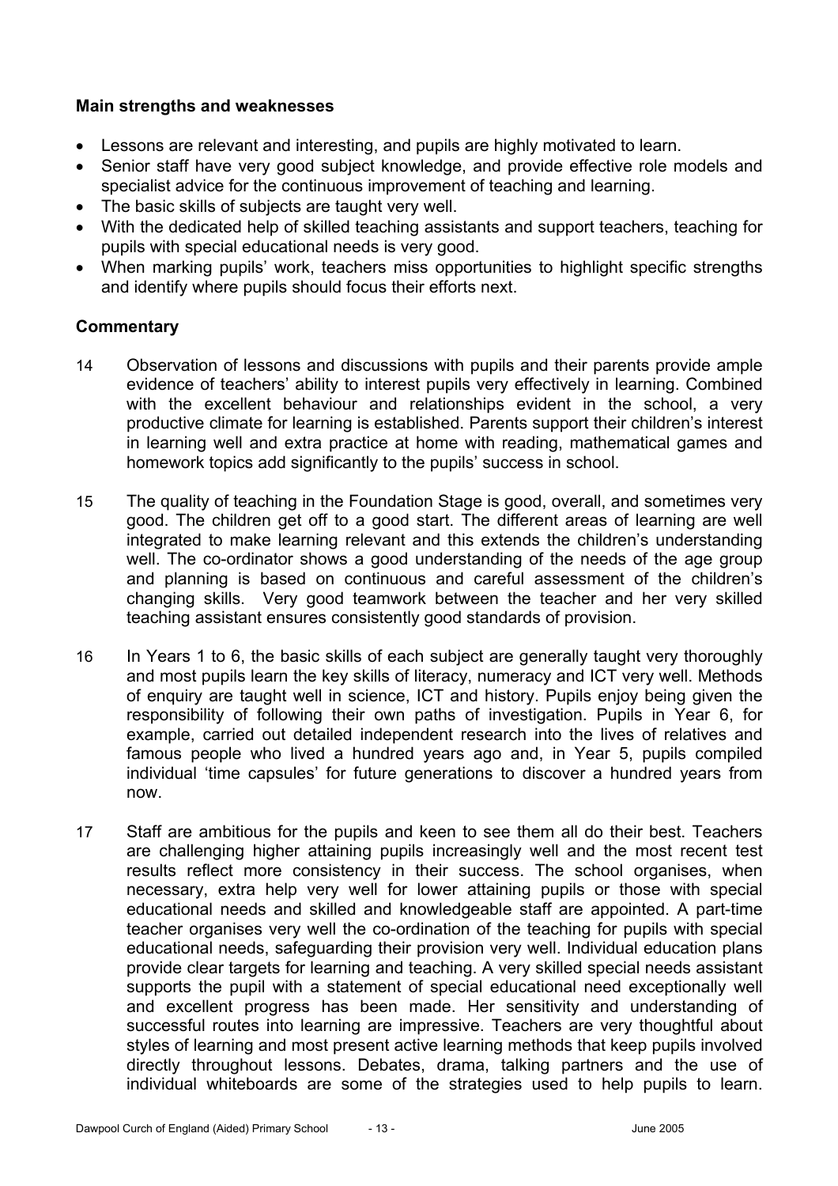### Main strengths and weaknesses

- Lessons are relevant and interesting, and pupils are highly motivated to learn.
- Senior staff have very good subject knowledge, and provide effective role models and specialist advice for the continuous improvement of teaching and learning.
- The basic skills of subjects are taught very well.
- With the dedicated help of skilled teaching assistants and support teachers, teaching for pupils with special educational needs is very good.
- When marking pupils' work, teachers miss opportunities to highlight specific strengths and identify where pupils should focus their efforts next.

### Commentary

14 Observation of lessons and discussions with pupils and their parents provide ample evidence of teachers' ability to interest pupils very effectively in learning. Combined with the excellent behaviour and relationships evident in the school, a very productive climate for learning is established. Parents support their children's interest in learning well and extra practice at home with reading, mathematical games and homework topics add significantly to the pupils' success in school.

15 The quality of teaching in the Foundation Stage is good, overall, and sometimes very good. The children get off to a good start. The different areas of learning are well integrated to make learning relevant and this extends the children's understanding well. The co-ordinator shows a good understanding of the needs of the age group and planning is based on continuous and careful assessment of the children's changing skills. Very good teamwork between the teacher and her very skilled teaching assistant ensures consistently good standards of provision.

16 In Years 1 to 6, the basic skills of each subject are generally taught very thoroughly and most pupils learn the key skills of literacy, numeracy and ICT very well. Methods of enquiry are taught well in science, ICT and history. Pupils enjoy being given the responsibility of following their own paths of investigation. Pupils in Year 6, for example, carried out detailed independent research into the lives of relatives and famous people who lived a hundred years ago and, in Year 5, pupils compiled individual 'time capsules' for future generations to discover a hundred years from now.

17 Staff are ambitious for the pupils and keen to see them all do their best. Teachers are challenging higher attaining pupils increasingly well and the most recent test results reflect more consistency in their success. The school organises, when necessary, extra help very well for lower attaining pupils or those with special educational needs and skilled and knowledgeable staff are appointed. A part-time teacher organises very well the co-ordination of the teaching for pupils with special educational needs, safeguarding their provision very well. Individual education plans provide clear targets for learning and teaching. A very skilled special needs assistant supports the pupil with a statement of special educational need exceptionally well and excellent progress has been made. Her sensitivity and understanding of successful routes into learning are impressive. Teachers are very thoughtful about styles of learning and most present active learning methods that keep pupils involved directly throughout lessons. Debates, drama, talking partners and the use of individual whiteboards are some of the strategies used to help pupils to learn.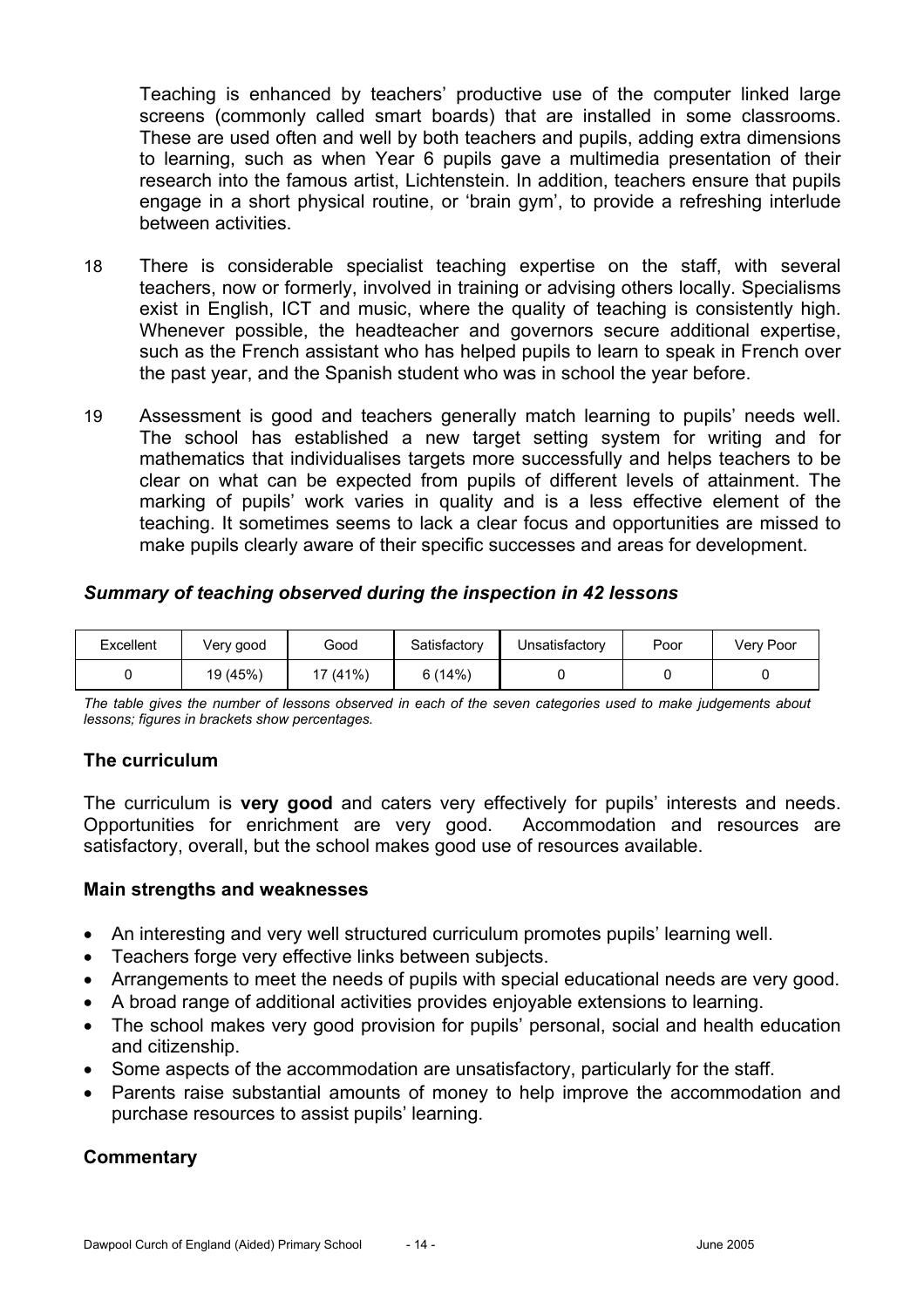Teaching is enhanced by teachers' productive use of the computer linked large screens (commonly called smart boards) that are installed in some classrooms. These are used often and well by both teachers and pupils, adding extra dimensions to learning, such as when Year 6 pupils gave a multimedia presentation of their research into the famous artist, Lichtenstein. In addition, teachers ensure that pupils engage in a short physical routine, or 'brain gym', to provide a refreshing interlude between activities.

18 There is considerable specialist teaching expertise on the staff, with several teachers, now or formerly, involved in training or advising others locally. Specialisms exist in English, ICT and music, where the quality of teaching is consistently high. Whenever possible, the headteacher and governors secure additional expertise, such as the French assistant who has helped pupils to learn to speak in French over the past year, and the Spanish student who was in school the year before.

19 Assessment is good and teachers generally match learning to pupils' needs well. The school has established a new target setting system for writing and for mathematics that individualises targets more successfully and helps teachers to be clear on what can be expected from pupils of different levels of attainment. The marking of pupils' work varies in quality and is a less effective element of the teaching. It sometimes seems to lack a clear focus and opportunities are missed to make pupils clearly aware of their specific successes and areas for development.

### *Summary of teaching observed during the inspection in 42 lessons*

| Excellent | Very good | Good | Satisfactory | Unsatisfactory | Poor | Very Poor |
|---|---|---|---|---|---|---|
| 0 | 19 (45%) | 17 (41%) | 6 (14%) | 0 | 0 | 0 |

*The table gives the number of lessons observed in each of the seven categories used to make judgements about lessons; figures in brackets show percentages.*

### The curriculum

The curriculum is **very good** and caters very effectively for pupils' interests and needs. Opportunities for enrichment are very good. Accommodation and resources are satisfactory, overall, but the school makes good use of resources available.

### Main strengths and weaknesses

- An interesting and very well structured curriculum promotes pupils' learning well.
- Teachers forge very effective links between subjects.
- Arrangements to meet the needs of pupils with special educational needs are very good.
- A broad range of additional activities provides enjoyable extensions to learning.
- The school makes very good provision for pupils' personal, social and health education and citizenship.
- Some aspects of the accommodation are unsatisfactory, particularly for the staff.
- Parents raise substantial amounts of money to help improve the accommodation and purchase resources to assist pupils' learning.

### Commentary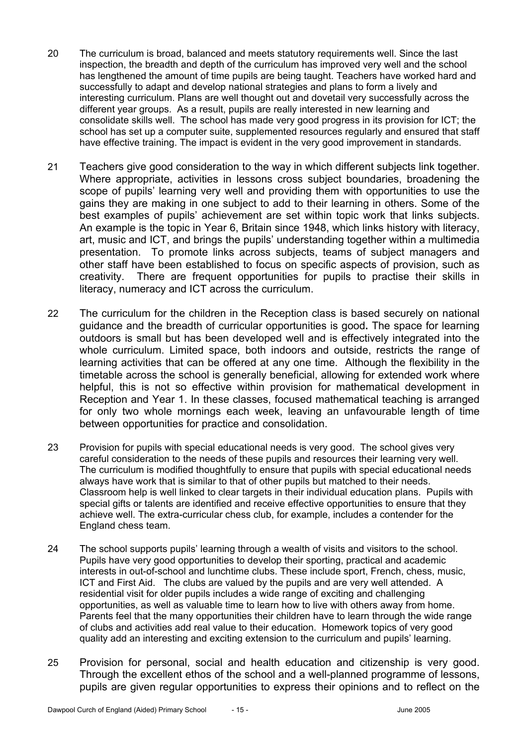20 The curriculum is broad, balanced and meets statutory requirements well. Since the last inspection, the breadth and depth of the curriculum has improved very well and the school has lengthened the amount of time pupils are being taught. Teachers have worked hard and successfully to adapt and develop national strategies and plans to form a lively and interesting curriculum. Plans are well thought out and dovetail very successfully across the different year groups. As a result, pupils are really interested in new learning and consolidate skills well. The school has made very good progress in its provision for ICT; the school has set up a computer suite, supplemented resources regularly and ensured that staff have effective training. The impact is evident in the very good improvement in standards.

21 Teachers give good consideration to the way in which different subjects link together. Where appropriate, activities in lessons cross subject boundaries, broadening the scope of pupils' learning very well and providing them with opportunities to use the gains they are making in one subject to add to their learning in others. Some of the best examples of pupils' achievement are set within topic work that links subjects. An example is the topic in Year 6, Britain since 1948, which links history with literacy, art, music and ICT, and brings the pupils' understanding together within a multimedia presentation. To promote links across subjects, teams of subject managers and other staff have been established to focus on specific aspects of provision, such as creativity. There are frequent opportunities for pupils to practise their skills in literacy, numeracy and ICT across the curriculum.

22 The curriculum for the children in the Reception class is based securely on national guidance and the breadth of curricular opportunities is good**.** The space for learning outdoors is small but has been developed well and is effectively integrated into the whole curriculum. Limited space, both indoors and outside, restricts the range of learning activities that can be offered at any one time. Although the flexibility in the timetable across the school is generally beneficial, allowing for extended work where helpful, this is not so effective within provision for mathematical development in Reception and Year 1. In these classes, focused mathematical teaching is arranged for only two whole mornings each week, leaving an unfavourable length of time between opportunities for practice and consolidation.

23 Provision for pupils with special educational needs is very good. The school gives very careful consideration to the needs of these pupils and resources their learning very well. The curriculum is modified thoughtfully to ensure that pupils with special educational needs always have work that is similar to that of other pupils but matched to their needs. Classroom help is well linked to clear targets in their individual education plans. Pupils with special gifts or talents are identified and receive effective opportunities to ensure that they achieve well. The extra-curricular chess club, for example, includes a contender for the England chess team.

24 The school supports pupils' learning through a wealth of visits and visitors to the school. Pupils have very good opportunities to develop their sporting, practical and academic interests in out-of-school and lunchtime clubs. These include sport, French, chess, music, ICT and First Aid. The clubs are valued by the pupils and are very well attended. A residential visit for older pupils includes a wide range of exciting and challenging opportunities, as well as valuable time to learn how to live with others away from home. Parents feel that the many opportunities their children have to learn through the wide range of clubs and activities add real value to their education. Homework topics of very good quality add an interesting and exciting extension to the curriculum and pupils' learning.

25 Provision for personal, social and health education and citizenship is very good. Through the excellent ethos of the school and a well-planned programme of lessons, pupils are given regular opportunities to express their opinions and to reflect on the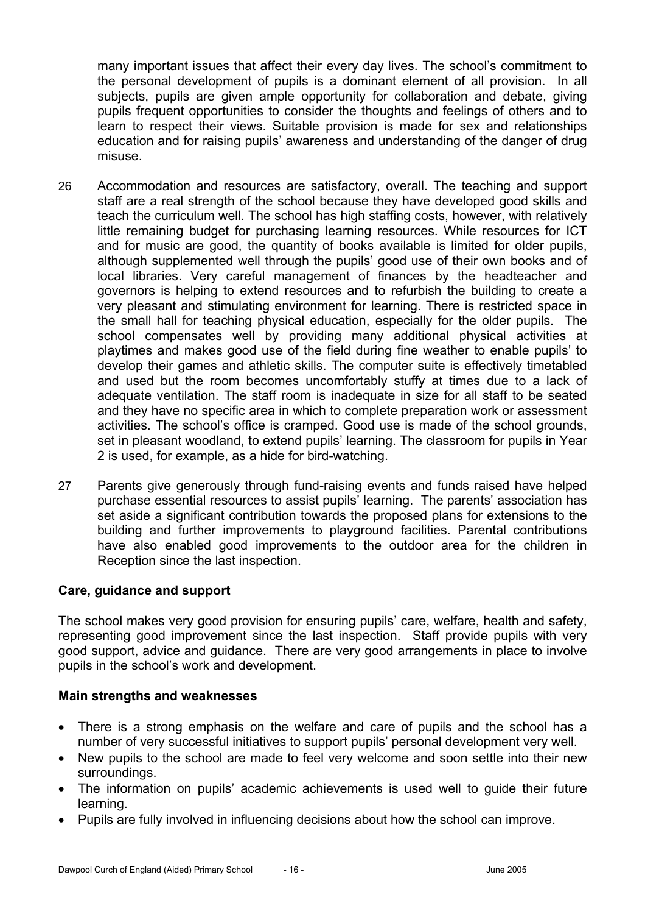many important issues that affect their every day lives. The school's commitment to the personal development of pupils is a dominant element of all provision. In all subjects, pupils are given ample opportunity for collaboration and debate, giving pupils frequent opportunities to consider the thoughts and feelings of others and to learn to respect their views. Suitable provision is made for sex and relationships education and for raising pupils' awareness and understanding of the danger of drug misuse.

26 Accommodation and resources are satisfactory, overall. The teaching and support staff are a real strength of the school because they have developed good skills and teach the curriculum well. The school has high staffing costs, however, with relatively little remaining budget for purchasing learning resources. While resources for ICT and for music are good, the quantity of books available is limited for older pupils, although supplemented well through the pupils' good use of their own books and of local libraries. Very careful management of finances by the headteacher and governors is helping to extend resources and to refurbish the building to create a very pleasant and stimulating environment for learning. There is restricted space in the small hall for teaching physical education, especially for the older pupils. The school compensates well by providing many additional physical activities at playtimes and makes good use of the field during fine weather to enable pupils' to develop their games and athletic skills. The computer suite is effectively timetabled and used but the room becomes uncomfortably stuffy at times due to a lack of adequate ventilation. The staff room is inadequate in size for all staff to be seated and they have no specific area in which to complete preparation work or assessment activities. The school's office is cramped. Good use is made of the school grounds, set in pleasant woodland, to extend pupils' learning. The classroom for pupils in Year 2 is used, for example, as a hide for bird-watching.

27 Parents give generously through fund-raising events and funds raised have helped purchase essential resources to assist pupils' learning. The parents' association has set aside a significant contribution towards the proposed plans for extensions to the building and further improvements to playground facilities. Parental contributions have also enabled good improvements to the outdoor area for the children in Reception since the last inspection.

### Care, guidance and support

The school makes very good provision for ensuring pupils' care, welfare, health and safety, representing good improvement since the last inspection. Staff provide pupils with very good support, advice and guidance. There are very good arrangements in place to involve pupils in the school's work and development.

### Main strengths and weaknesses

- There is a strong emphasis on the welfare and care of pupils and the school has a number of very successful initiatives to support pupils' personal development very well.
- New pupils to the school are made to feel very welcome and soon settle into their new surroundings.
- The information on pupils' academic achievements is used well to guide their future learning.
- Pupils are fully involved in influencing decisions about how the school can improve.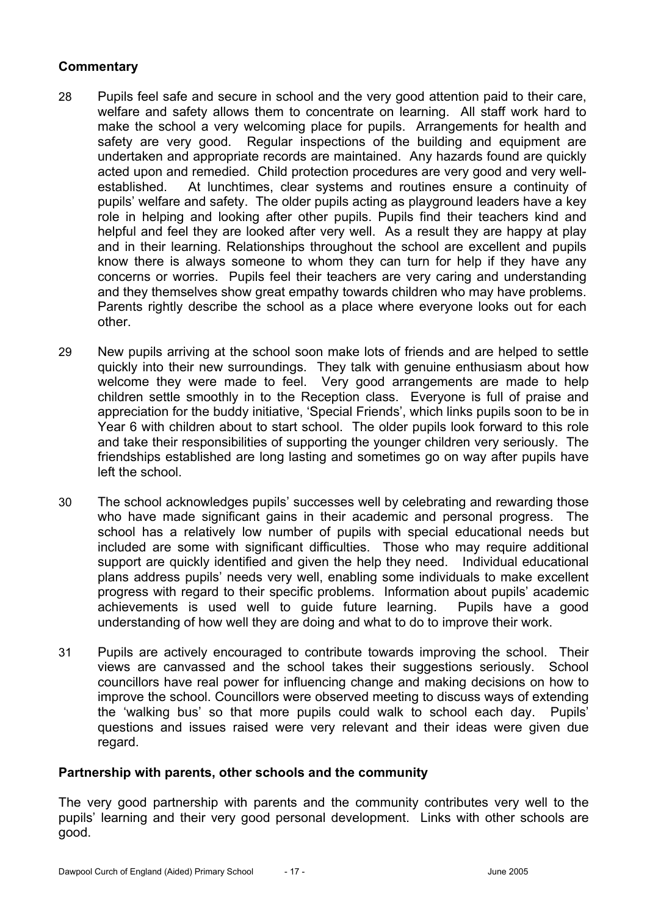### Commentary

28 Pupils feel safe and secure in school and the very good attention paid to their care, welfare and safety allows them to concentrate on learning. All staff work hard to make the school a very welcoming place for pupils. Arrangements for health and safety are very good. Regular inspections of the building and equipment are undertaken and appropriate records are maintained. Any hazards found are quickly acted upon and remedied. Child protection procedures are very good and very well-established. At lunchtimes, clear systems and routines ensure a continuity of pupils' welfare and safety. The older pupils acting as playground leaders have a key role in helping and looking after other pupils. Pupils find their teachers kind and helpful and feel they are looked after very well. As a result they are happy at play and in their learning. Relationships throughout the school are excellent and pupils know there is always someone to whom they can turn for help if they have any concerns or worries. Pupils feel their teachers are very caring and understanding and they themselves show great empathy towards children who may have problems. Parents rightly describe the school as a place where everyone looks out for each other.

29 New pupils arriving at the school soon make lots of friends and are helped to settle quickly into their new surroundings. They talk with genuine enthusiasm about how welcome they were made to feel. Very good arrangements are made to help children settle smoothly in to the Reception class. Everyone is full of praise and appreciation for the buddy initiative, 'Special Friends', which links pupils soon to be in Year 6 with children about to start school. The older pupils look forward to this role and take their responsibilities of supporting the younger children very seriously. The friendships established are long lasting and sometimes go on way after pupils have left the school.

30 The school acknowledges pupils' successes well by celebrating and rewarding those who have made significant gains in their academic and personal progress. The school has a relatively low number of pupils with special educational needs but included are some with significant difficulties. Those who may require additional support are quickly identified and given the help they need. Individual educational plans address pupils' needs very well, enabling some individuals to make excellent progress with regard to their specific problems. Information about pupils' academic achievements is used well to guide future learning. Pupils have a good understanding of how well they are doing and what to do to improve their work.

31 Pupils are actively encouraged to contribute towards improving the school. Their views are canvassed and the school takes their suggestions seriously. School councillors have real power for influencing change and making decisions on how to improve the school. Councillors were observed meeting to discuss ways of extending the 'walking bus' so that more pupils could walk to school each day. Pupils' questions and issues raised were very relevant and their ideas were given due regard.

### Partnership with parents, other schools and the community

The very good partnership with parents and the community contributes very well to the pupils' learning and their very good personal development. Links with other schools are good.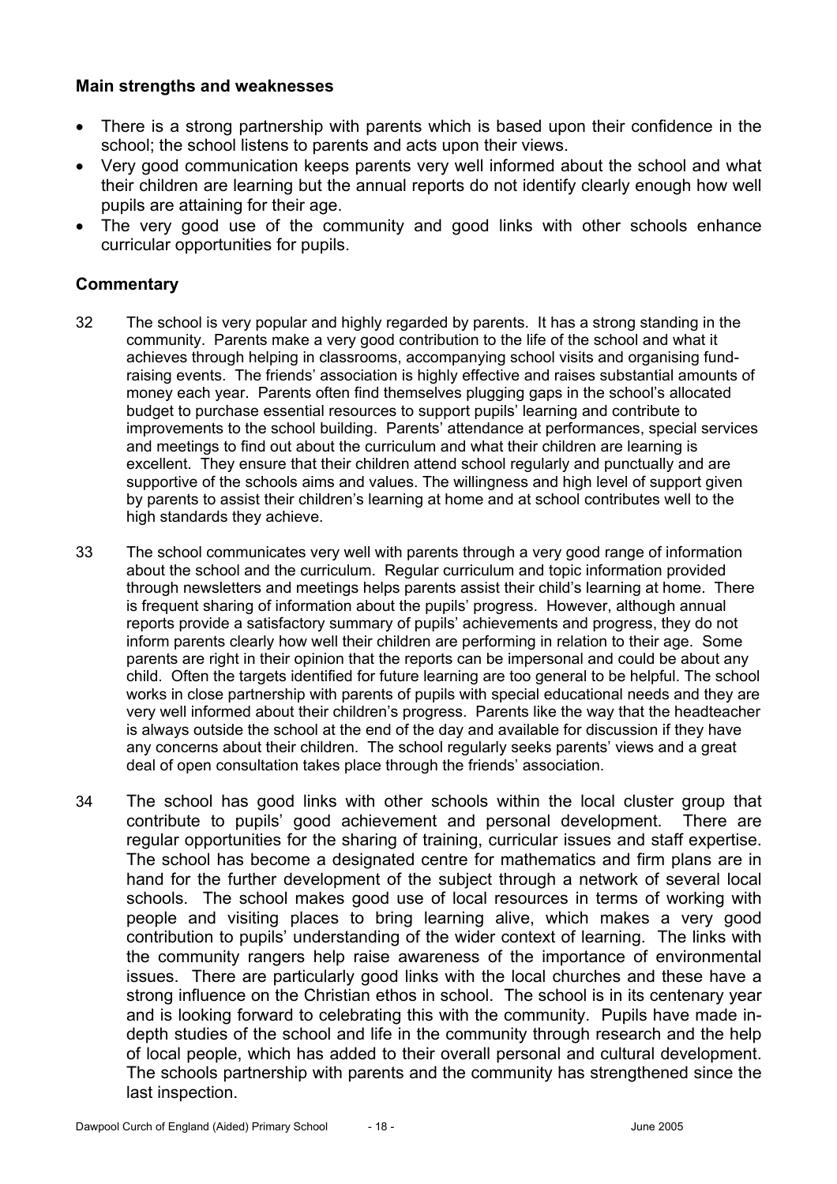### Main strengths and weaknesses

- There is a strong partnership with parents which is based upon their confidence in the school; the school listens to parents and acts upon their views.
- Very good communication keeps parents very well informed about the school and what their children are learning but the annual reports do not identify clearly enough how well pupils are attaining for their age.
- The very good use of the community and good links with other schools enhance curricular opportunities for pupils.

### Commentary

32 The school is very popular and highly regarded by parents. It has a strong standing in the community. Parents make a very good contribution to the life of the school and what it achieves through helping in classrooms, accompanying school visits and organising fund-raising events. The friends' association is highly effective and raises substantial amounts of money each year. Parents often find themselves plugging gaps in the school's allocated budget to purchase essential resources to support pupils' learning and contribute to improvements to the school building. Parents' attendance at performances, special services and meetings to find out about the curriculum and what their children are learning is excellent. They ensure that their children attend school regularly and punctually and are supportive of the schools aims and values. The willingness and high level of support given by parents to assist their children's learning at home and at school contributes well to the high standards they achieve.

33 The school communicates very well with parents through a very good range of information about the school and the curriculum. Regular curriculum and topic information provided through newsletters and meetings helps parents assist their child's learning at home. There is frequent sharing of information about the pupils' progress. However, although annual reports provide a satisfactory summary of pupils' achievements and progress, they do not inform parents clearly how well their children are performing in relation to their age. Some parents are right in their opinion that the reports can be impersonal and could be about any child. Often the targets identified for future learning are too general to be helpful. The school works in close partnership with parents of pupils with special educational needs and they are very well informed about their children's progress. Parents like the way that the headteacher is always outside the school at the end of the day and available for discussion if they have any concerns about their children. The school regularly seeks parents' views and a great deal of open consultation takes place through the friends' association.

34 The school has good links with other schools within the local cluster group that contribute to pupils' good achievement and personal development. There are regular opportunities for the sharing of training, curricular issues and staff expertise. The school has become a designated centre for mathematics and firm plans are in hand for the further development of the subject through a network of several local schools. The school makes good use of local resources in terms of working with people and visiting places to bring learning alive, which makes a very good contribution to pupils' understanding of the wider context of learning. The links with the community rangers help raise awareness of the importance of environmental issues. There are particularly good links with the local churches and these have a strong influence on the Christian ethos in school. The school is in its centenary year and is looking forward to celebrating this with the community. Pupils have made in-depth studies of the school and life in the community through research and the help of local people, which has added to their overall personal and cultural development. The schools partnership with parents and the community has strengthened since the last inspection.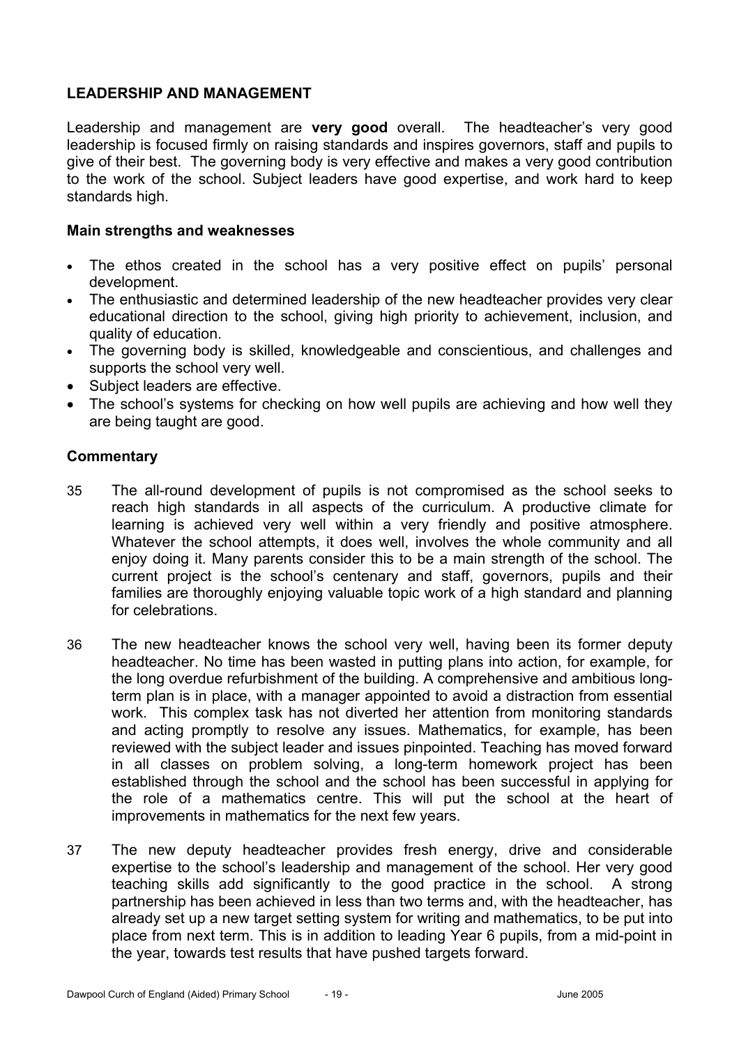## LEADERSHIP AND MANAGEMENT

Leadership and management are **very good** overall. The headteacher's very good leadership is focused firmly on raising standards and inspires governors, staff and pupils to give of their best. The governing body is very effective and makes a very good contribution to the work of the school. Subject leaders have good expertise, and work hard to keep standards high.

### Main strengths and weaknesses

- The ethos created in the school has a very positive effect on pupils' personal development.
- The enthusiastic and determined leadership of the new headteacher provides very clear educational direction to the school, giving high priority to achievement, inclusion, and quality of education.
- The governing body is skilled, knowledgeable and conscientious, and challenges and supports the school very well.
- Subject leaders are effective.
- The school's systems for checking on how well pupils are achieving and how well they are being taught are good.

### Commentary

35 The all-round development of pupils is not compromised as the school seeks to reach high standards in all aspects of the curriculum. A productive climate for learning is achieved very well within a very friendly and positive atmosphere. Whatever the school attempts, it does well, involves the whole community and all enjoy doing it. Many parents consider this to be a main strength of the school. The current project is the school's centenary and staff, governors, pupils and their families are thoroughly enjoying valuable topic work of a high standard and planning for celebrations.

36 The new headteacher knows the school very well, having been its former deputy headteacher. No time has been wasted in putting plans into action, for example, for the long overdue refurbishment of the building. A comprehensive and ambitious long-term plan is in place, with a manager appointed to avoid a distraction from essential work. This complex task has not diverted her attention from monitoring standards and acting promptly to resolve any issues. Mathematics, for example, has been reviewed with the subject leader and issues pinpointed. Teaching has moved forward in all classes on problem solving, a long-term homework project has been established through the school and the school has been successful in applying for the role of a mathematics centre. This will put the school at the heart of improvements in mathematics for the next few years.

37 The new deputy headteacher provides fresh energy, drive and considerable expertise to the school's leadership and management of the school. Her very good teaching skills add significantly to the good practice in the school. A strong partnership has been achieved in less than two terms and, with the headteacher, has already set up a new target setting system for writing and mathematics, to be put into place from next term. This is in addition to leading Year 6 pupils, from a mid-point in the year, towards test results that have pushed targets forward.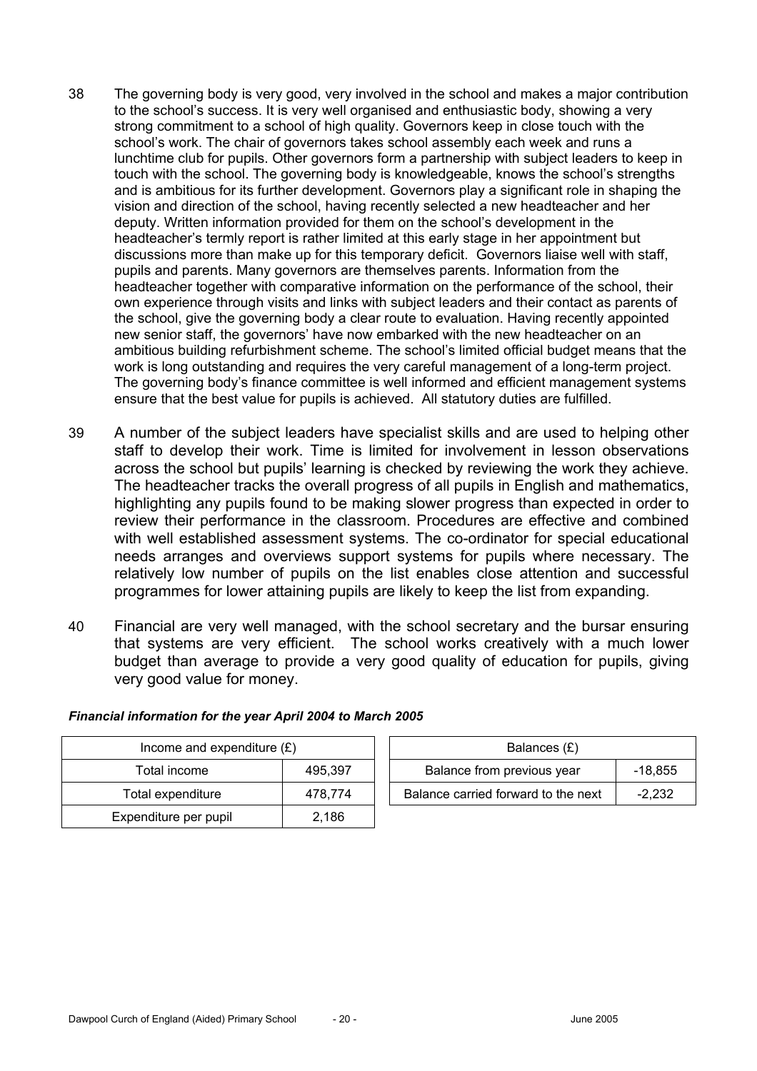38 The governing body is very good, very involved in the school and makes a major contribution to the school's success. It is very well organised and enthusiastic body, showing a very strong commitment to a school of high quality. Governors keep in close touch with the school's work. The chair of governors takes school assembly each week and runs a lunchtime club for pupils. Other governors form a partnership with subject leaders to keep in touch with the school. The governing body is knowledgeable, knows the school's strengths and is ambitious for its further development. Governors play a significant role in shaping the vision and direction of the school, having recently selected a new headteacher and her deputy. Written information provided for them on the school's development in the headteacher's termly report is rather limited at this early stage in her appointment but discussions more than make up for this temporary deficit. Governors liaise well with staff, pupils and parents. Many governors are themselves parents. Information from the headteacher together with comparative information on the performance of the school, their own experience through visits and links with subject leaders and their contact as parents of the school, give the governing body a clear route to evaluation. Having recently appointed new senior staff, the governors' have now embarked with the new headteacher on an ambitious building refurbishment scheme. The school's limited official budget means that the work is long outstanding and requires the very careful management of a long-term project. The governing body's finance committee is well informed and efficient management systems ensure that the best value for pupils is achieved. All statutory duties are fulfilled.

39 A number of the subject leaders have specialist skills and are used to helping other staff to develop their work. Time is limited for involvement in lesson observations across the school but pupils' learning is checked by reviewing the work they achieve. The headteacher tracks the overall progress of all pupils in English and mathematics, highlighting any pupils found to be making slower progress than expected in order to review their performance in the classroom. Procedures are effective and combined with well established assessment systems. The co-ordinator for special educational needs arranges and overviews support systems for pupils where necessary. The relatively low number of pupils on the list enables close attention and successful programmes for lower attaining pupils are likely to keep the list from expanding.

40 Financial are very well managed, with the school secretary and the bursar ensuring that systems are very efficient. The school works creatively with a much lower budget than average to provide a very good quality of education for pupils, giving very good value for money.

***Financial information for the year April 2004 to March 2005***

| Income and expenditure (£) | |
|---|---|
| Total income | 495,397 |
| Total expenditure | 478,774 |
| Expenditure per pupil | 2,186 |

| Balances (£) | |
|---|---|
| Balance from previous year | -18,855 |
| Balance carried forward to the next | -2,232 |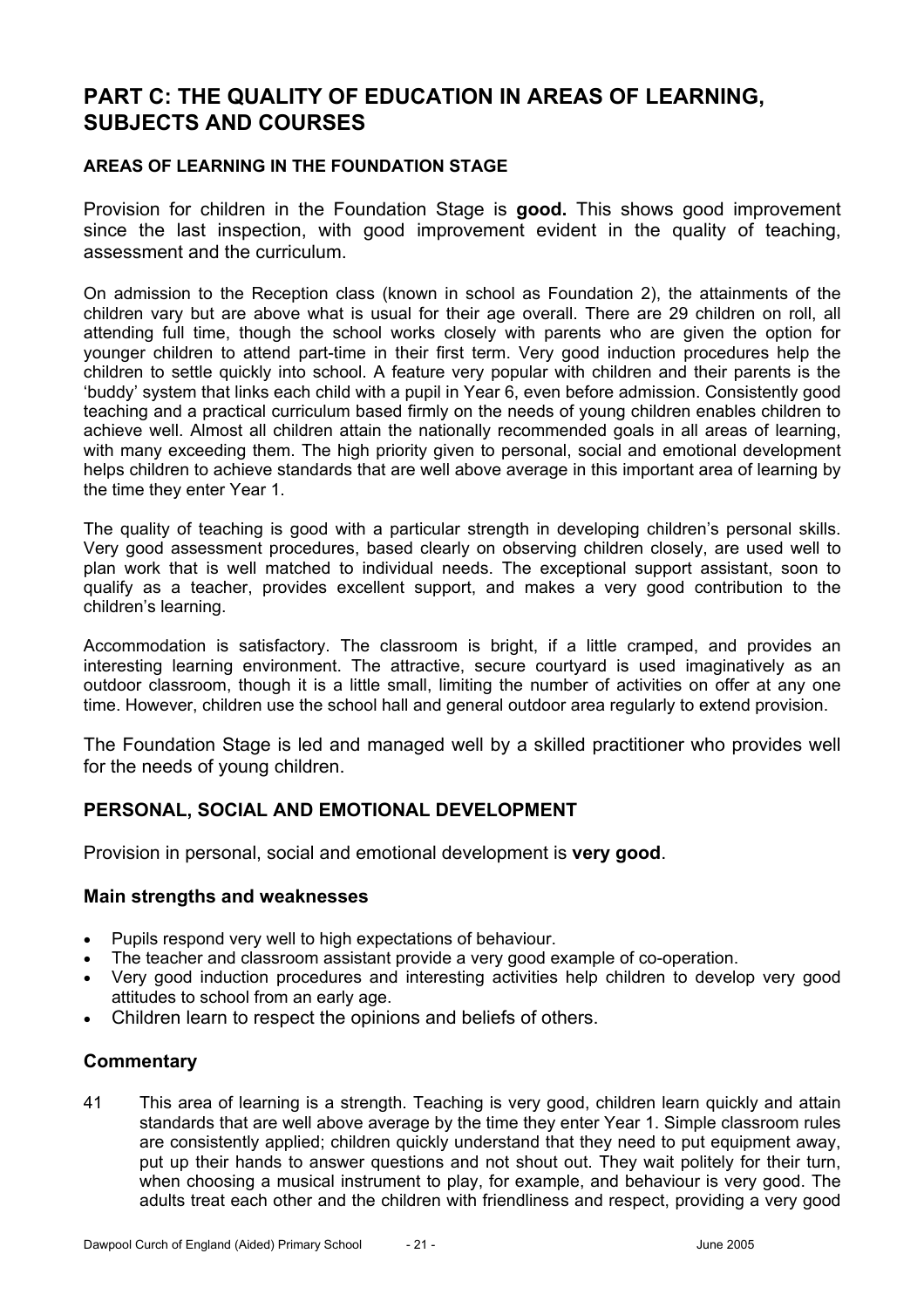# PART C: THE QUALITY OF EDUCATION IN AREAS OF LEARNING, SUBJECTS AND COURSES

### AREAS OF LEARNING IN THE FOUNDATION STAGE

Provision for children in the Foundation Stage is **good.** This shows good improvement since the last inspection, with good improvement evident in the quality of teaching, assessment and the curriculum.

On admission to the Reception class (known in school as Foundation 2), the attainments of the children vary but are above what is usual for their age overall. There are 29 children on roll, all attending full time, though the school works closely with parents who are given the option for younger children to attend part-time in their first term. Very good induction procedures help the children to settle quickly into school. A feature very popular with children and their parents is the 'buddy' system that links each child with a pupil in Year 6, even before admission. Consistently good teaching and a practical curriculum based firmly on the needs of young children enables children to achieve well. Almost all children attain the nationally recommended goals in all areas of learning, with many exceeding them. The high priority given to personal, social and emotional development helps children to achieve standards that are well above average in this important area of learning by the time they enter Year 1.

The quality of teaching is good with a particular strength in developing children's personal skills. Very good assessment procedures, based clearly on observing children closely, are used well to plan work that is well matched to individual needs. The exceptional support assistant, soon to qualify as a teacher, provides excellent support, and makes a very good contribution to the children's learning.

Accommodation is satisfactory. The classroom is bright, if a little cramped, and provides an interesting learning environment. The attractive, secure courtyard is used imaginatively as an outdoor classroom, though it is a little small, limiting the number of activities on offer at any one time. However, children use the school hall and general outdoor area regularly to extend provision.

The Foundation Stage is led and managed well by a skilled practitioner who provides well for the needs of young children.

## PERSONAL, SOCIAL AND EMOTIONAL DEVELOPMENT

Provision in personal, social and emotional development is **very good**.

### Main strengths and weaknesses

- Pupils respond very well to high expectations of behaviour.
- The teacher and classroom assistant provide a very good example of co-operation.
- Very good induction procedures and interesting activities help children to develop very good attitudes to school from an early age.
- Children learn to respect the opinions and beliefs of others.

### Commentary

41 This area of learning is a strength. Teaching is very good, children learn quickly and attain standards that are well above average by the time they enter Year 1. Simple classroom rules are consistently applied; children quickly understand that they need to put equipment away, put up their hands to answer questions and not shout out. They wait politely for their turn, when choosing a musical instrument to play, for example, and behaviour is very good. The adults treat each other and the children with friendliness and respect, providing a very good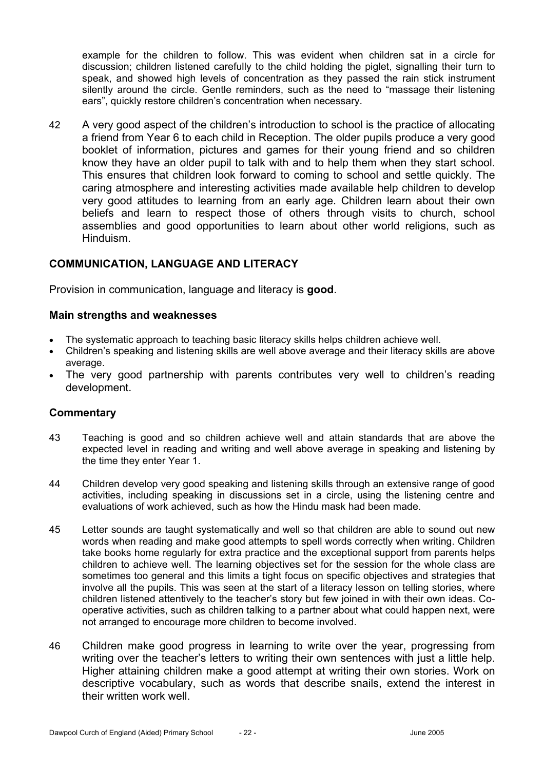example for the children to follow. This was evident when children sat in a circle for discussion; children listened carefully to the child holding the piglet, signalling their turn to speak, and showed high levels of concentration as they passed the rain stick instrument silently around the circle. Gentle reminders, such as the need to "massage their listening ears", quickly restore children's concentration when necessary.

42 A very good aspect of the children's introduction to school is the practice of allocating a friend from Year 6 to each child in Reception. The older pupils produce a very good booklet of information, pictures and games for their young friend and so children know they have an older pupil to talk with and to help them when they start school. This ensures that children look forward to coming to school and settle quickly. The caring atmosphere and interesting activities made available help children to develop very good attitudes to learning from an early age. Children learn about their own beliefs and learn to respect those of others through visits to church, school assemblies and good opportunities to learn about other world religions, such as Hinduism.

## COMMUNICATION, LANGUAGE AND LITERACY

Provision in communication, language and literacy is **good**.

### Main strengths and weaknesses

- The systematic approach to teaching basic literacy skills helps children achieve well.
- Children's speaking and listening skills are well above average and their literacy skills are above average.
- The very good partnership with parents contributes very well to children's reading development.

### Commentary

43 Teaching is good and so children achieve well and attain standards that are above the expected level in reading and writing and well above average in speaking and listening by the time they enter Year 1.

44 Children develop very good speaking and listening skills through an extensive range of good activities, including speaking in discussions set in a circle, using the listening centre and evaluations of work achieved, such as how the Hindu mask had been made.

45 Letter sounds are taught systematically and well so that children are able to sound out new words when reading and make good attempts to spell words correctly when writing. Children take books home regularly for extra practice and the exceptional support from parents helps children to achieve well. The learning objectives set for the session for the whole class are sometimes too general and this limits a tight focus on specific objectives and strategies that involve all the pupils. This was seen at the start of a literacy lesson on telling stories, where children listened attentively to the teacher's story but few joined in with their own ideas. Co-operative activities, such as children talking to a partner about what could happen next, were not arranged to encourage more children to become involved.

46 Children make good progress in learning to write over the year, progressing from writing over the teacher's letters to writing their own sentences with just a little help. Higher attaining children make a good attempt at writing their own stories. Work on descriptive vocabulary, such as words that describe snails, extend the interest in their written work well.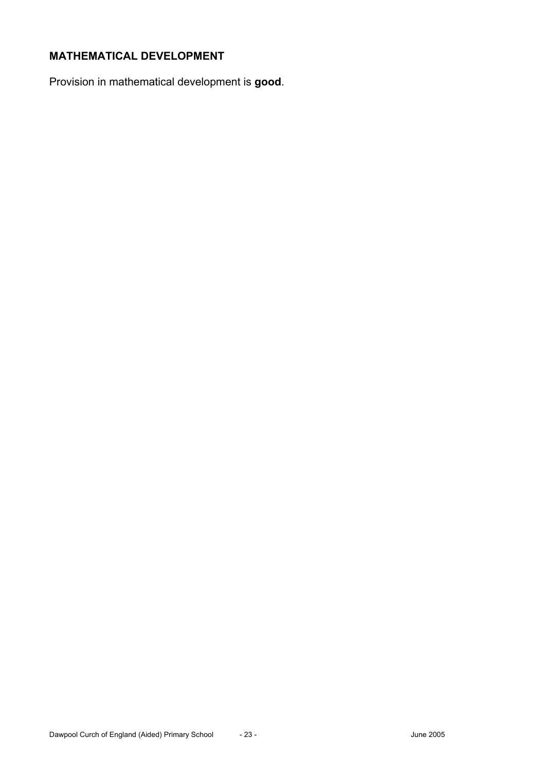## MATHEMATICAL DEVELOPMENT

Provision in mathematical development is **good**.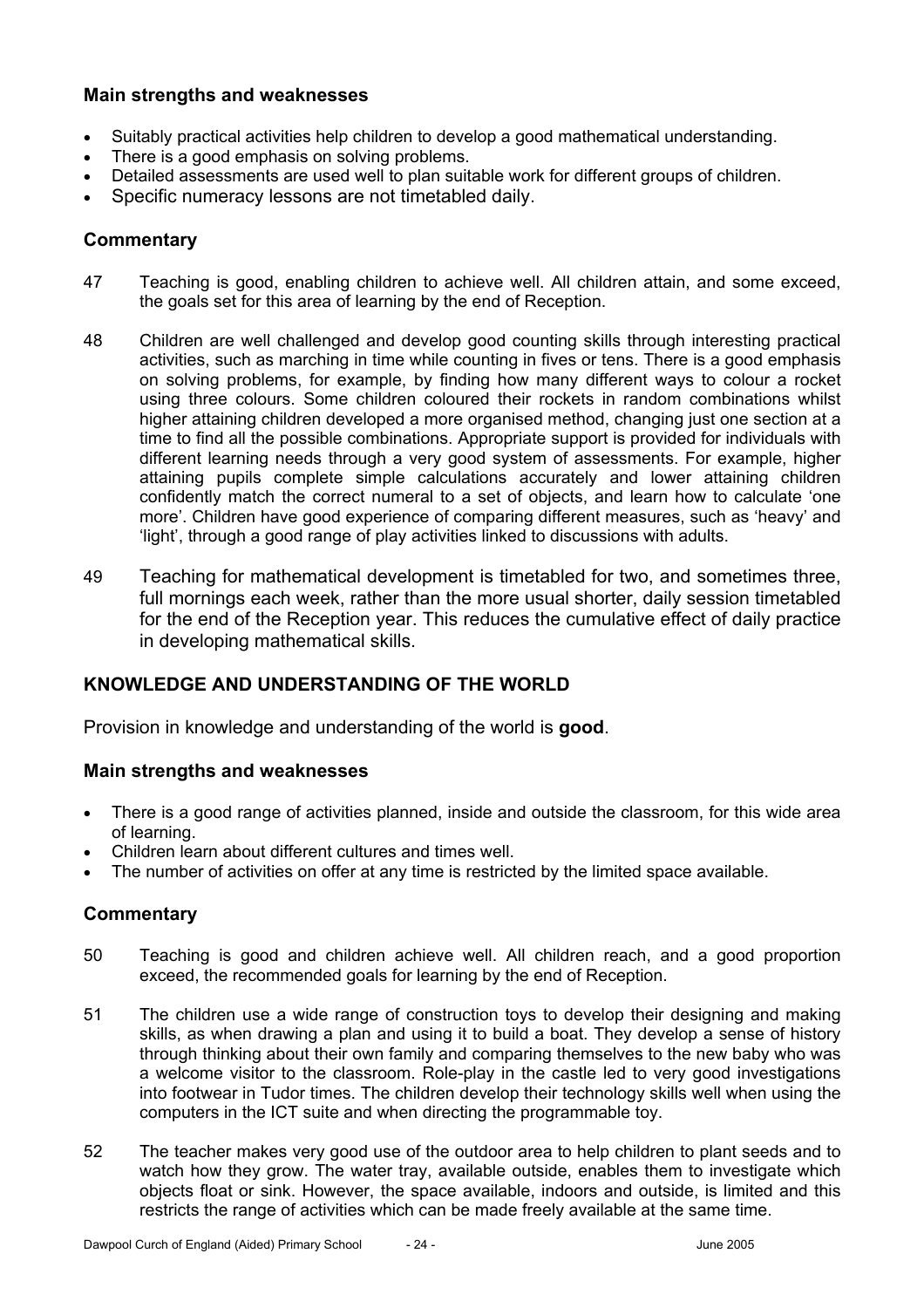### Main strengths and weaknesses

- Suitably practical activities help children to develop a good mathematical understanding.
- There is a good emphasis on solving problems.
- Detailed assessments are used well to plan suitable work for different groups of children.
- Specific numeracy lessons are not timetabled daily.

### Commentary

47 Teaching is good, enabling children to achieve well. All children attain, and some exceed, the goals set for this area of learning by the end of Reception.

48 Children are well challenged and develop good counting skills through interesting practical activities, such as marching in time while counting in fives or tens. There is a good emphasis on solving problems, for example, by finding how many different ways to colour a rocket using three colours. Some children coloured their rockets in random combinations whilst higher attaining children developed a more organised method, changing just one section at a time to find all the possible combinations. Appropriate support is provided for individuals with different learning needs through a very good system of assessments. For example, higher attaining pupils complete simple calculations accurately and lower attaining children confidently match the correct numeral to a set of objects, and learn how to calculate 'one more'. Children have good experience of comparing different measures, such as 'heavy' and 'light', through a good range of play activities linked to discussions with adults.

49 Teaching for mathematical development is timetabled for two, and sometimes three, full mornings each week, rather than the more usual shorter, daily session timetabled for the end of the Reception year. This reduces the cumulative effect of daily practice in developing mathematical skills.

## KNOWLEDGE AND UNDERSTANDING OF THE WORLD

Provision in knowledge and understanding of the world is **good**.

### Main strengths and weaknesses

- There is a good range of activities planned, inside and outside the classroom, for this wide area of learning.
- Children learn about different cultures and times well.
- The number of activities on offer at any time is restricted by the limited space available.

### Commentary

50 Teaching is good and children achieve well. All children reach, and a good proportion exceed, the recommended goals for learning by the end of Reception.

51 The children use a wide range of construction toys to develop their designing and making skills, as when drawing a plan and using it to build a boat. They develop a sense of history through thinking about their own family and comparing themselves to the new baby who was a welcome visitor to the classroom. Role-play in the castle led to very good investigations into footwear in Tudor times. The children develop their technology skills well when using the computers in the ICT suite and when directing the programmable toy.

52 The teacher makes very good use of the outdoor area to help children to plant seeds and to watch how they grow. The water tray, available outside, enables them to investigate which objects float or sink. However, the space available, indoors and outside, is limited and this restricts the range of activities which can be made freely available at the same time.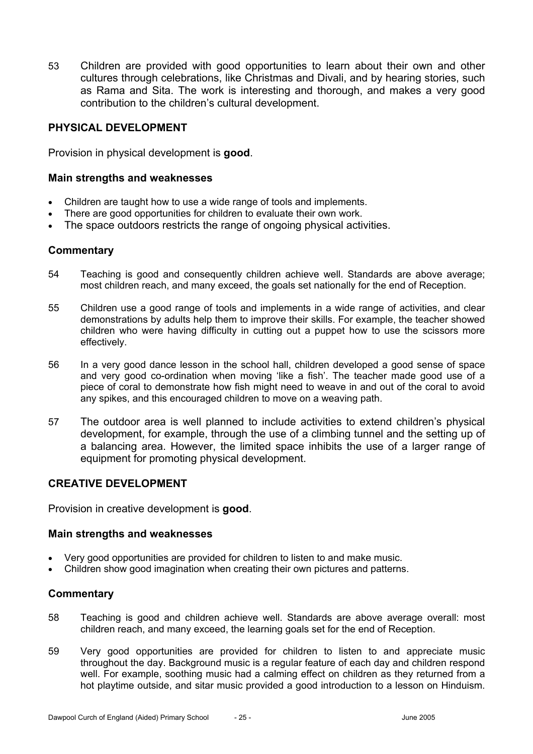53 Children are provided with good opportunities to learn about their own and other cultures through celebrations, like Christmas and Divali, and by hearing stories, such as Rama and Sita. The work is interesting and thorough, and makes a very good contribution to the children's cultural development.

## PHYSICAL DEVELOPMENT

Provision in physical development is **good**.

### Main strengths and weaknesses

- Children are taught how to use a wide range of tools and implements.
- There are good opportunities for children to evaluate their own work.
- The space outdoors restricts the range of ongoing physical activities.

### Commentary

54 Teaching is good and consequently children achieve well. Standards are above average; most children reach, and many exceed, the goals set nationally for the end of Reception.

55 Children use a good range of tools and implements in a wide range of activities, and clear demonstrations by adults help them to improve their skills. For example, the teacher showed children who were having difficulty in cutting out a puppet how to use the scissors more effectively.

56 In a very good dance lesson in the school hall, children developed a good sense of space and very good co-ordination when moving 'like a fish'. The teacher made good use of a piece of coral to demonstrate how fish might need to weave in and out of the coral to avoid any spikes, and this encouraged children to move on a weaving path.

57 The outdoor area is well planned to include activities to extend children's physical development, for example, through the use of a climbing tunnel and the setting up of a balancing area. However, the limited space inhibits the use of a larger range of equipment for promoting physical development.

## CREATIVE DEVELOPMENT

Provision in creative development is **good**.

### Main strengths and weaknesses

- Very good opportunities are provided for children to listen to and make music.
- Children show good imagination when creating their own pictures and patterns.

### Commentary

58 Teaching is good and children achieve well. Standards are above average overall: most children reach, and many exceed, the learning goals set for the end of Reception.

59 Very good opportunities are provided for children to listen to and appreciate music throughout the day. Background music is a regular feature of each day and children respond well. For example, soothing music had a calming effect on children as they returned from a hot playtime outside, and sitar music provided a good introduction to a lesson on Hinduism.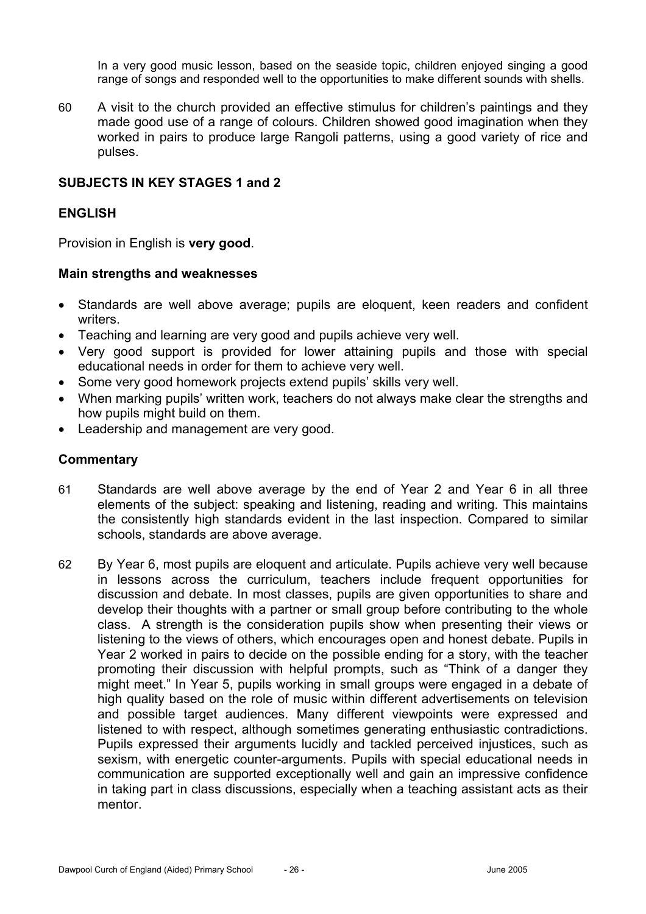In a very good music lesson, based on the seaside topic, children enjoyed singing a good range of songs and responded well to the opportunities to make different sounds with shells.

60 A visit to the church provided an effective stimulus for children's paintings and they made good use of a range of colours. Children showed good imagination when they worked in pairs to produce large Rangoli patterns, using a good variety of rice and pulses.

## SUBJECTS IN KEY STAGES 1 and 2

## ENGLISH

Provision in English is **very good**.

### Main strengths and weaknesses

- Standards are well above average; pupils are eloquent, keen readers and confident writers.
- Teaching and learning are very good and pupils achieve very well.
- Very good support is provided for lower attaining pupils and those with special educational needs in order for them to achieve very well.
- Some very good homework projects extend pupils' skills very well.
- When marking pupils' written work, teachers do not always make clear the strengths and how pupils might build on them.
- Leadership and management are very good.

### Commentary

61 Standards are well above average by the end of Year 2 and Year 6 in all three elements of the subject: speaking and listening, reading and writing. This maintains the consistently high standards evident in the last inspection. Compared to similar schools, standards are above average.

62 By Year 6, most pupils are eloquent and articulate. Pupils achieve very well because in lessons across the curriculum, teachers include frequent opportunities for discussion and debate. In most classes, pupils are given opportunities to share and develop their thoughts with a partner or small group before contributing to the whole class. A strength is the consideration pupils show when presenting their views or listening to the views of others, which encourages open and honest debate. Pupils in Year 2 worked in pairs to decide on the possible ending for a story, with the teacher promoting their discussion with helpful prompts, such as "Think of a danger they might meet." In Year 5, pupils working in small groups were engaged in a debate of high quality based on the role of music within different advertisements on television and possible target audiences. Many different viewpoints were expressed and listened to with respect, although sometimes generating enthusiastic contradictions. Pupils expressed their arguments lucidly and tackled perceived injustices, such as sexism, with energetic counter-arguments. Pupils with special educational needs in communication are supported exceptionally well and gain an impressive confidence in taking part in class discussions, especially when a teaching assistant acts as their mentor.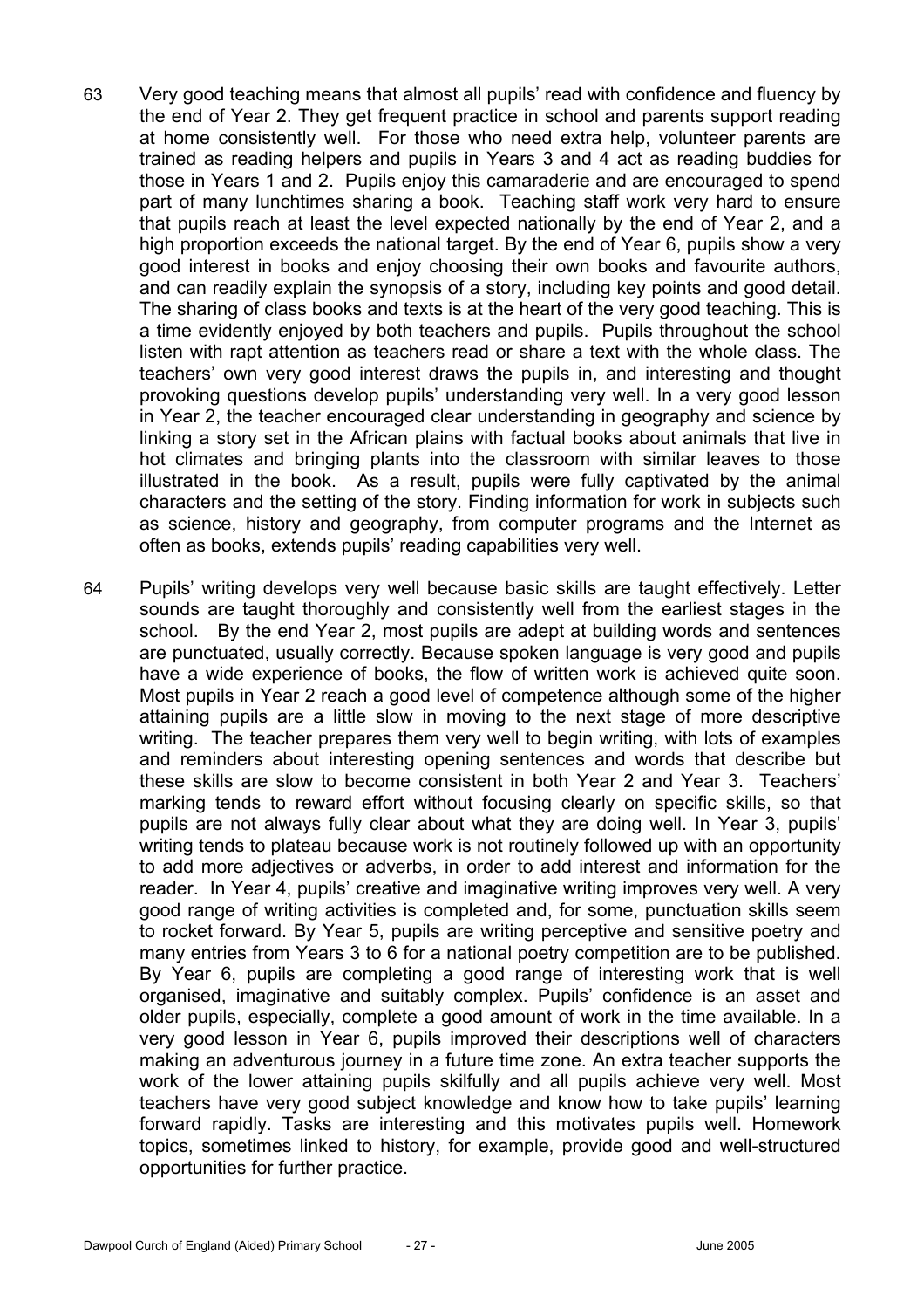63 Very good teaching means that almost all pupils' read with confidence and fluency by the end of Year 2. They get frequent practice in school and parents support reading at home consistently well. For those who need extra help, volunteer parents are trained as reading helpers and pupils in Years 3 and 4 act as reading buddies for those in Years 1 and 2. Pupils enjoy this camaraderie and are encouraged to spend part of many lunchtimes sharing a book. Teaching staff work very hard to ensure that pupils reach at least the level expected nationally by the end of Year 2, and a high proportion exceeds the national target. By the end of Year 6, pupils show a very good interest in books and enjoy choosing their own books and favourite authors, and can readily explain the synopsis of a story, including key points and good detail. The sharing of class books and texts is at the heart of the very good teaching. This is a time evidently enjoyed by both teachers and pupils. Pupils throughout the school listen with rapt attention as teachers read or share a text with the whole class. The teachers' own very good interest draws the pupils in, and interesting and thought provoking questions develop pupils' understanding very well. In a very good lesson in Year 2, the teacher encouraged clear understanding in geography and science by linking a story set in the African plains with factual books about animals that live in hot climates and bringing plants into the classroom with similar leaves to those illustrated in the book. As a result, pupils were fully captivated by the animal characters and the setting of the story. Finding information for work in subjects such as science, history and geography, from computer programs and the Internet as often as books, extends pupils' reading capabilities very well.

64 Pupils' writing develops very well because basic skills are taught effectively. Letter sounds are taught thoroughly and consistently well from the earliest stages in the school. By the end Year 2, most pupils are adept at building words and sentences are punctuated, usually correctly. Because spoken language is very good and pupils have a wide experience of books, the flow of written work is achieved quite soon. Most pupils in Year 2 reach a good level of competence although some of the higher attaining pupils are a little slow in moving to the next stage of more descriptive writing. The teacher prepares them very well to begin writing, with lots of examples and reminders about interesting opening sentences and words that describe but these skills are slow to become consistent in both Year 2 and Year 3. Teachers' marking tends to reward effort without focusing clearly on specific skills, so that pupils are not always fully clear about what they are doing well. In Year 3, pupils' writing tends to plateau because work is not routinely followed up with an opportunity to add more adjectives or adverbs, in order to add interest and information for the reader. In Year 4, pupils' creative and imaginative writing improves very well. A very good range of writing activities is completed and, for some, punctuation skills seem to rocket forward. By Year 5, pupils are writing perceptive and sensitive poetry and many entries from Years 3 to 6 for a national poetry competition are to be published. By Year 6, pupils are completing a good range of interesting work that is well organised, imaginative and suitably complex. Pupils' confidence is an asset and older pupils, especially, complete a good amount of work in the time available. In a very good lesson in Year 6, pupils improved their descriptions well of characters making an adventurous journey in a future time zone. An extra teacher supports the work of the lower attaining pupils skilfully and all pupils achieve very well. Most teachers have very good subject knowledge and know how to take pupils' learning forward rapidly. Tasks are interesting and this motivates pupils well. Homework topics, sometimes linked to history, for example, provide good and well-structured opportunities for further practice.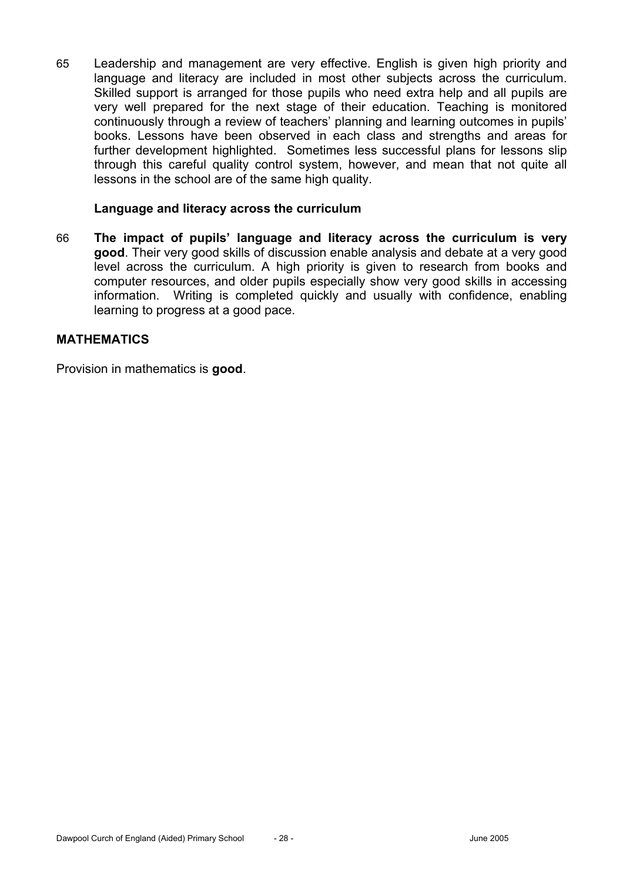65 Leadership and management are very effective. English is given high priority and language and literacy are included in most other subjects across the curriculum. Skilled support is arranged for those pupils who need extra help and all pupils are very well prepared for the next stage of their education. Teaching is monitored continuously through a review of teachers' planning and learning outcomes in pupils' books. Lessons have been observed in each class and strengths and areas for further development highlighted. Sometimes less successful plans for lessons slip through this careful quality control system, however, and mean that not quite all lessons in the school are of the same high quality.

### Language and literacy across the curriculum

66 **The impact of pupils' language and literacy across the curriculum is very good**. Their very good skills of discussion enable analysis and debate at a very good level across the curriculum. A high priority is given to research from books and computer resources, and older pupils especially show very good skills in accessing information. Writing is completed quickly and usually with confidence, enabling learning to progress at a good pace.

## MATHEMATICS

Provision in mathematics is **good**.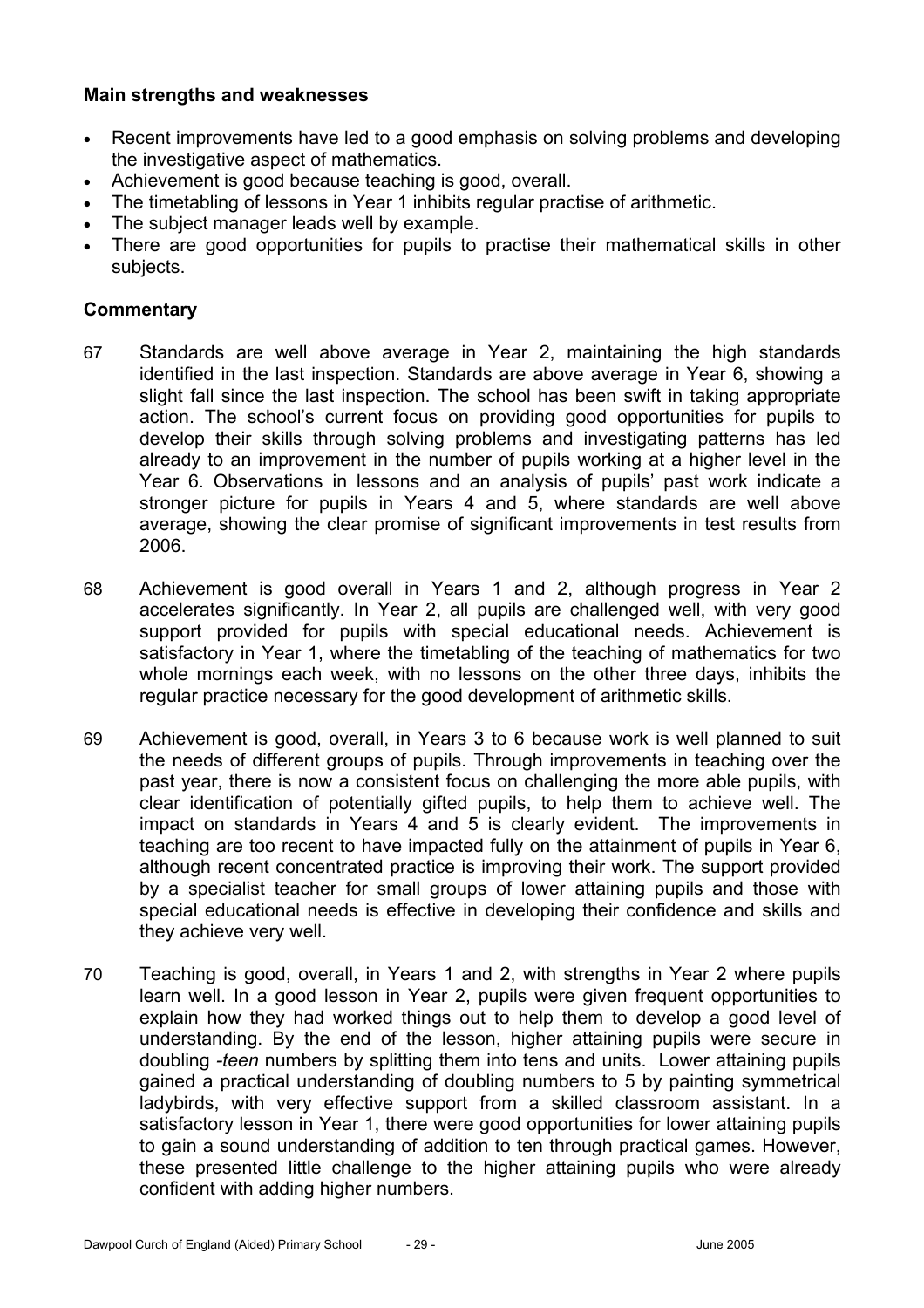### Main strengths and weaknesses

- Recent improvements have led to a good emphasis on solving problems and developing the investigative aspect of mathematics.
- Achievement is good because teaching is good, overall.
- The timetabling of lessons in Year 1 inhibits regular practise of arithmetic.
- The subject manager leads well by example.
- There are good opportunities for pupils to practise their mathematical skills in other subjects.

### Commentary

67 Standards are well above average in Year 2, maintaining the high standards identified in the last inspection. Standards are above average in Year 6, showing a slight fall since the last inspection. The school has been swift in taking appropriate action. The school's current focus on providing good opportunities for pupils to develop their skills through solving problems and investigating patterns has led already to an improvement in the number of pupils working at a higher level in the Year 6. Observations in lessons and an analysis of pupils' past work indicate a stronger picture for pupils in Years 4 and 5, where standards are well above average, showing the clear promise of significant improvements in test results from 2006.

68 Achievement is good overall in Years 1 and 2, although progress in Year 2 accelerates significantly. In Year 2, all pupils are challenged well, with very good support provided for pupils with special educational needs. Achievement is satisfactory in Year 1, where the timetabling of the teaching of mathematics for two whole mornings each week, with no lessons on the other three days, inhibits the regular practice necessary for the good development of arithmetic skills.

69 Achievement is good, overall, in Years 3 to 6 because work is well planned to suit the needs of different groups of pupils. Through improvements in teaching over the past year, there is now a consistent focus on challenging the more able pupils, with clear identification of potentially gifted pupils, to help them to achieve well. The impact on standards in Years 4 and 5 is clearly evident. The improvements in teaching are too recent to have impacted fully on the attainment of pupils in Year 6, although recent concentrated practice is improving their work. The support provided by a specialist teacher for small groups of lower attaining pupils and those with special educational needs is effective in developing their confidence and skills and they achieve very well.

70 Teaching is good, overall, in Years 1 and 2, with strengths in Year 2 where pupils learn well. In a good lesson in Year 2, pupils were given frequent opportunities to explain how they had worked things out to help them to develop a good level of understanding. By the end of the lesson, higher attaining pupils were secure in doubling -*teen* numbers by splitting them into tens and units. Lower attaining pupils gained a practical understanding of doubling numbers to 5 by painting symmetrical ladybirds, with very effective support from a skilled classroom assistant. In a satisfactory lesson in Year 1, there were good opportunities for lower attaining pupils to gain a sound understanding of addition to ten through practical games. However, these presented little challenge to the higher attaining pupils who were already confident with adding higher numbers.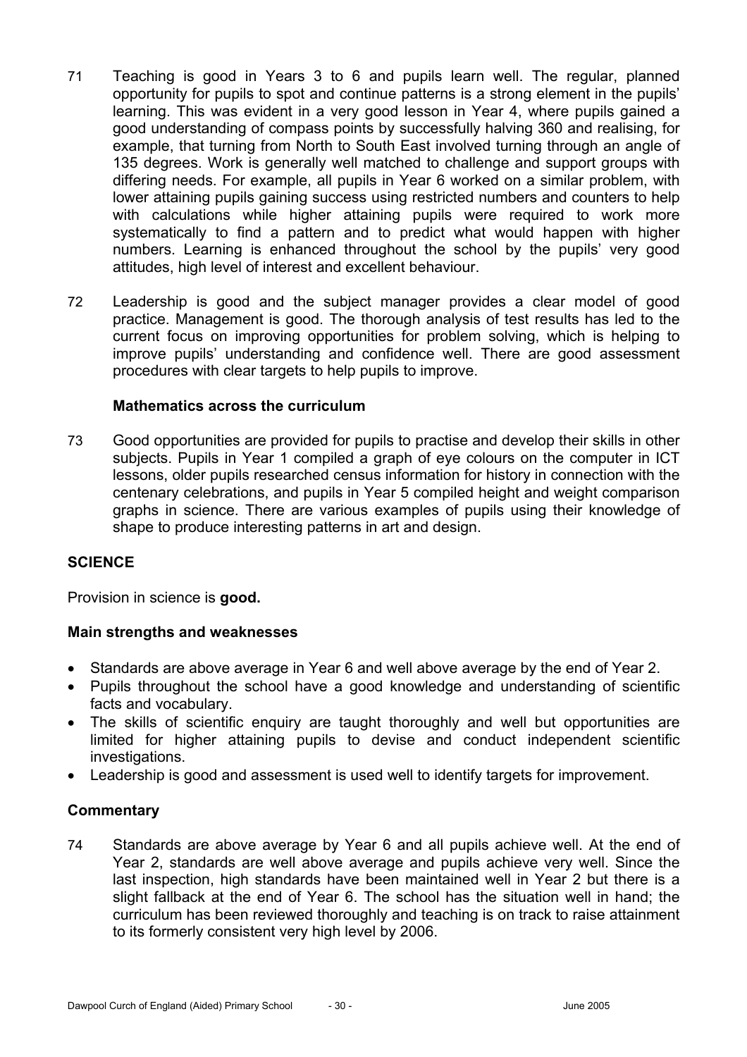71 Teaching is good in Years 3 to 6 and pupils learn well. The regular, planned opportunity for pupils to spot and continue patterns is a strong element in the pupils' learning. This was evident in a very good lesson in Year 4, where pupils gained a good understanding of compass points by successfully halving 360 and realising, for example, that turning from North to South East involved turning through an angle of 135 degrees. Work is generally well matched to challenge and support groups with differing needs. For example, all pupils in Year 6 worked on a similar problem, with lower attaining pupils gaining success using restricted numbers and counters to help with calculations while higher attaining pupils were required to work more systematically to find a pattern and to predict what would happen with higher numbers. Learning is enhanced throughout the school by the pupils' very good attitudes, high level of interest and excellent behaviour.

72 Leadership is good and the subject manager provides a clear model of good practice. Management is good. The thorough analysis of test results has led to the current focus on improving opportunities for problem solving, which is helping to improve pupils' understanding and confidence well. There are good assessment procedures with clear targets to help pupils to improve.

### Mathematics across the curriculum

73 Good opportunities are provided for pupils to practise and develop their skills in other subjects. Pupils in Year 1 compiled a graph of eye colours on the computer in ICT lessons, older pupils researched census information for history in connection with the centenary celebrations, and pupils in Year 5 compiled height and weight comparison graphs in science. There are various examples of pupils using their knowledge of shape to produce interesting patterns in art and design.

## SCIENCE

Provision in science is **good.**

### Main strengths and weaknesses

- Standards are above average in Year 6 and well above average by the end of Year 2.
- Pupils throughout the school have a good knowledge and understanding of scientific facts and vocabulary.
- The skills of scientific enquiry are taught thoroughly and well but opportunities are limited for higher attaining pupils to devise and conduct independent scientific investigations.
- Leadership is good and assessment is used well to identify targets for improvement.

### Commentary

74 Standards are above average by Year 6 and all pupils achieve well. At the end of Year 2, standards are well above average and pupils achieve very well. Since the last inspection, high standards have been maintained well in Year 2 but there is a slight fallback at the end of Year 6. The school has the situation well in hand; the curriculum has been reviewed thoroughly and teaching is on track to raise attainment to its formerly consistent very high level by 2006.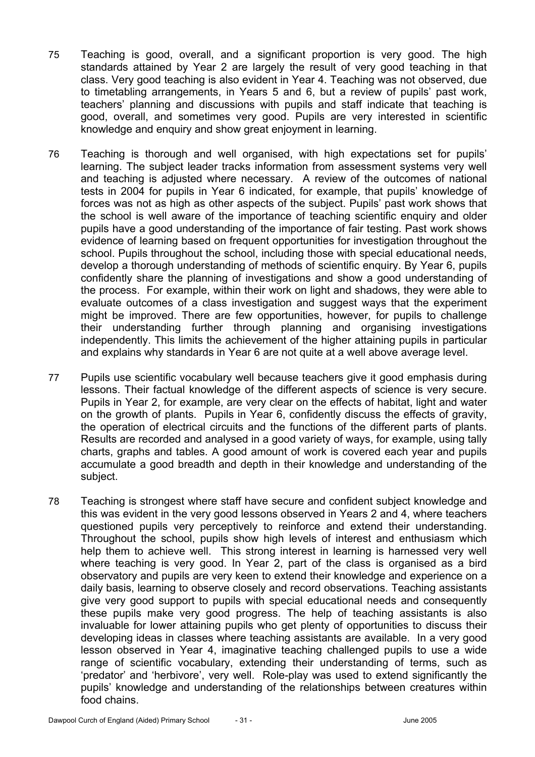75 Teaching is good, overall, and a significant proportion is very good. The high standards attained by Year 2 are largely the result of very good teaching in that class. Very good teaching is also evident in Year 4. Teaching was not observed, due to timetabling arrangements, in Years 5 and 6, but a review of pupils' past work, teachers' planning and discussions with pupils and staff indicate that teaching is good, overall, and sometimes very good. Pupils are very interested in scientific knowledge and enquiry and show great enjoyment in learning.

76 Teaching is thorough and well organised, with high expectations set for pupils' learning. The subject leader tracks information from assessment systems very well and teaching is adjusted where necessary. A review of the outcomes of national tests in 2004 for pupils in Year 6 indicated, for example, that pupils' knowledge of forces was not as high as other aspects of the subject. Pupils' past work shows that the school is well aware of the importance of teaching scientific enquiry and older pupils have a good understanding of the importance of fair testing. Past work shows evidence of learning based on frequent opportunities for investigation throughout the school. Pupils throughout the school, including those with special educational needs, develop a thorough understanding of methods of scientific enquiry. By Year 6, pupils confidently share the planning of investigations and show a good understanding of the process. For example, within their work on light and shadows, they were able to evaluate outcomes of a class investigation and suggest ways that the experiment might be improved. There are few opportunities, however, for pupils to challenge their understanding further through planning and organising investigations independently. This limits the achievement of the higher attaining pupils in particular and explains why standards in Year 6 are not quite at a well above average level.

77 Pupils use scientific vocabulary well because teachers give it good emphasis during lessons. Their factual knowledge of the different aspects of science is very secure. Pupils in Year 2, for example, are very clear on the effects of habitat, light and water on the growth of plants. Pupils in Year 6, confidently discuss the effects of gravity, the operation of electrical circuits and the functions of the different parts of plants. Results are recorded and analysed in a good variety of ways, for example, using tally charts, graphs and tables. A good amount of work is covered each year and pupils accumulate a good breadth and depth in their knowledge and understanding of the subject.

78 Teaching is strongest where staff have secure and confident subject knowledge and this was evident in the very good lessons observed in Years 2 and 4, where teachers questioned pupils very perceptively to reinforce and extend their understanding. Throughout the school, pupils show high levels of interest and enthusiasm which help them to achieve well. This strong interest in learning is harnessed very well where teaching is very good. In Year 2, part of the class is organised as a bird observatory and pupils are very keen to extend their knowledge and experience on a daily basis, learning to observe closely and record observations. Teaching assistants give very good support to pupils with special educational needs and consequently these pupils make very good progress. The help of teaching assistants is also invaluable for lower attaining pupils who get plenty of opportunities to discuss their developing ideas in classes where teaching assistants are available. In a very good lesson observed in Year 4, imaginative teaching challenged pupils to use a wide range of scientific vocabulary, extending their understanding of terms, such as 'predator' and 'herbivore', very well. Role-play was used to extend significantly the pupils' knowledge and understanding of the relationships between creatures within food chains.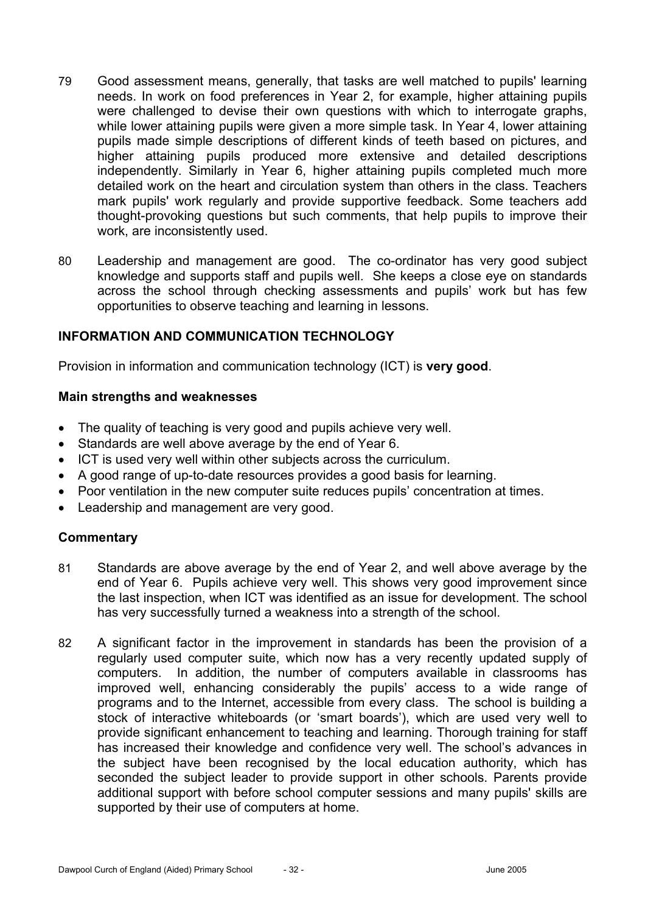79 Good assessment means, generally, that tasks are well matched to pupils' learning needs. In work on food preferences in Year 2, for example, higher attaining pupils were challenged to devise their own questions with which to interrogate graphs, while lower attaining pupils were given a more simple task. In Year 4, lower attaining pupils made simple descriptions of different kinds of teeth based on pictures, and higher attaining pupils produced more extensive and detailed descriptions independently. Similarly in Year 6, higher attaining pupils completed much more detailed work on the heart and circulation system than others in the class. Teachers mark pupils' work regularly and provide supportive feedback. Some teachers add thought-provoking questions but such comments, that help pupils to improve their work, are inconsistently used.

80 Leadership and management are good. The co-ordinator has very good subject knowledge and supports staff and pupils well. She keeps a close eye on standards across the school through checking assessments and pupils' work but has few opportunities to observe teaching and learning in lessons.

## INFORMATION AND COMMUNICATION TECHNOLOGY

Provision in information and communication technology (ICT) is **very good**.

### Main strengths and weaknesses

- The quality of teaching is very good and pupils achieve very well.
- Standards are well above average by the end of Year 6.
- ICT is used very well within other subjects across the curriculum.
- A good range of up-to-date resources provides a good basis for learning.
- Poor ventilation in the new computer suite reduces pupils' concentration at times.
- Leadership and management are very good.

### Commentary

81 Standards are above average by the end of Year 2, and well above average by the end of Year 6. Pupils achieve very well. This shows very good improvement since the last inspection, when ICT was identified as an issue for development. The school has very successfully turned a weakness into a strength of the school.

82 A significant factor in the improvement in standards has been the provision of a regularly used computer suite, which now has a very recently updated supply of computers. In addition, the number of computers available in classrooms has improved well, enhancing considerably the pupils' access to a wide range of programs and to the Internet, accessible from every class. The school is building a stock of interactive whiteboards (or 'smart boards'), which are used very well to provide significant enhancement to teaching and learning. Thorough training for staff has increased their knowledge and confidence very well. The school's advances in the subject have been recognised by the local education authority, which has seconded the subject leader to provide support in other schools. Parents provide additional support with before school computer sessions and many pupils' skills are supported by their use of computers at home.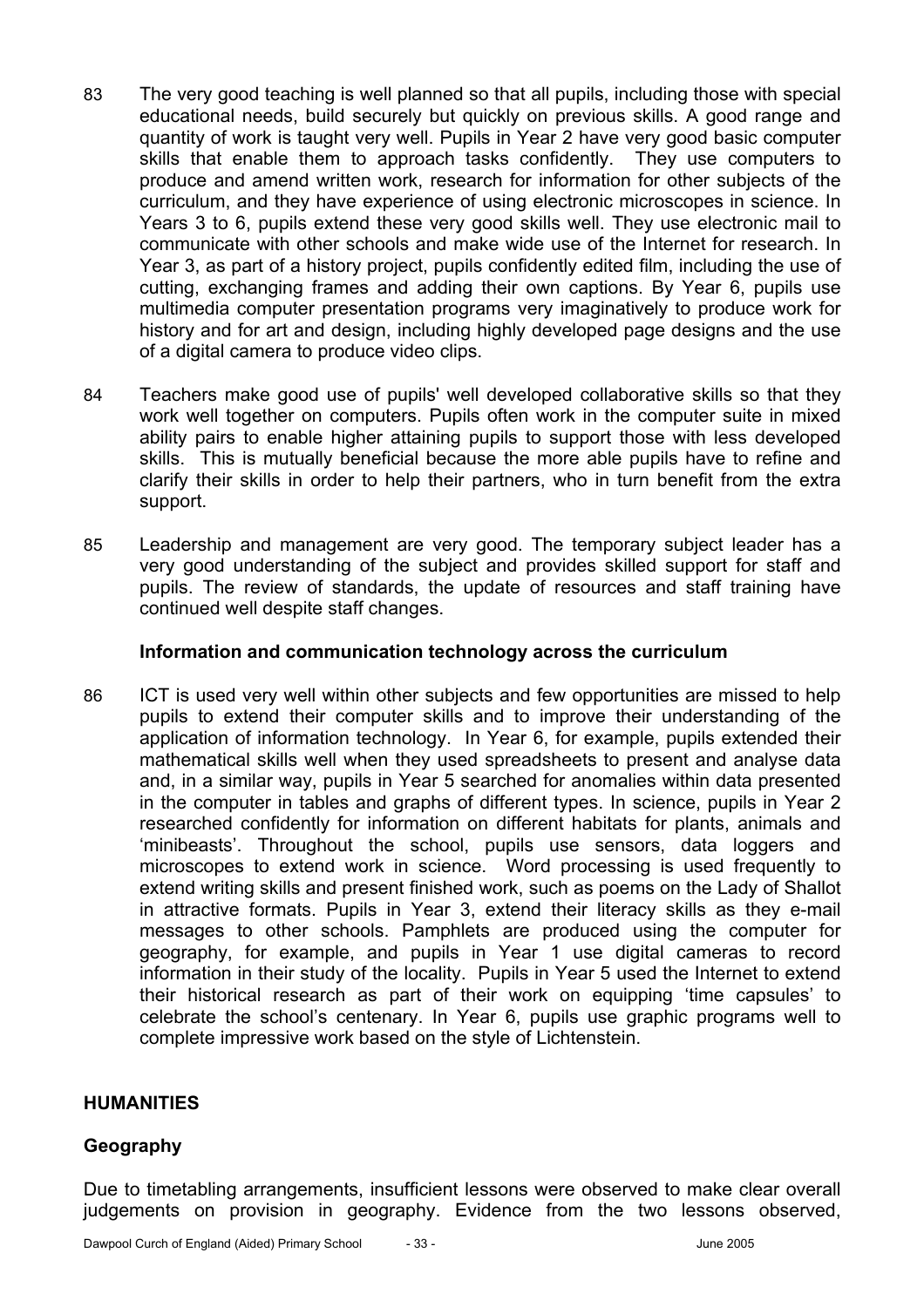83 The very good teaching is well planned so that all pupils, including those with special educational needs, build securely but quickly on previous skills. A good range and quantity of work is taught very well. Pupils in Year 2 have very good basic computer skills that enable them to approach tasks confidently. They use computers to produce and amend written work, research for information for other subjects of the curriculum, and they have experience of using electronic microscopes in science. In Years 3 to 6, pupils extend these very good skills well. They use electronic mail to communicate with other schools and make wide use of the Internet for research. In Year 3, as part of a history project, pupils confidently edited film, including the use of cutting, exchanging frames and adding their own captions. By Year 6, pupils use multimedia computer presentation programs very imaginatively to produce work for history and for art and design, including highly developed page designs and the use of a digital camera to produce video clips.

84 Teachers make good use of pupils' well developed collaborative skills so that they work well together on computers. Pupils often work in the computer suite in mixed ability pairs to enable higher attaining pupils to support those with less developed skills. This is mutually beneficial because the more able pupils have to refine and clarify their skills in order to help their partners, who in turn benefit from the extra support.

85 Leadership and management are very good. The temporary subject leader has a very good understanding of the subject and provides skilled support for staff and pupils. The review of standards, the update of resources and staff training have continued well despite staff changes.

### Information and communication technology across the curriculum

86 ICT is used very well within other subjects and few opportunities are missed to help pupils to extend their computer skills and to improve their understanding of the application of information technology. In Year 6, for example, pupils extended their mathematical skills well when they used spreadsheets to present and analyse data and, in a similar way, pupils in Year 5 searched for anomalies within data presented in the computer in tables and graphs of different types. In science, pupils in Year 2 researched confidently for information on different habitats for plants, animals and 'minibeasts'. Throughout the school, pupils use sensors, data loggers and microscopes to extend work in science. Word processing is used frequently to extend writing skills and present finished work, such as poems on the Lady of Shallot in attractive formats. Pupils in Year 3, extend their literacy skills as they e-mail messages to other schools. Pamphlets are produced using the computer for geography, for example, and pupils in Year 1 use digital cameras to record information in their study of the locality. Pupils in Year 5 used the Internet to extend their historical research as part of their work on equipping 'time capsules' to celebrate the school's centenary. In Year 6, pupils use graphic programs well to complete impressive work based on the style of Lichtenstein.

## HUMANITIES

### Geography

Due to timetabling arrangements, insufficient lessons were observed to make clear overall judgements on provision in geography. Evidence from the two lessons observed,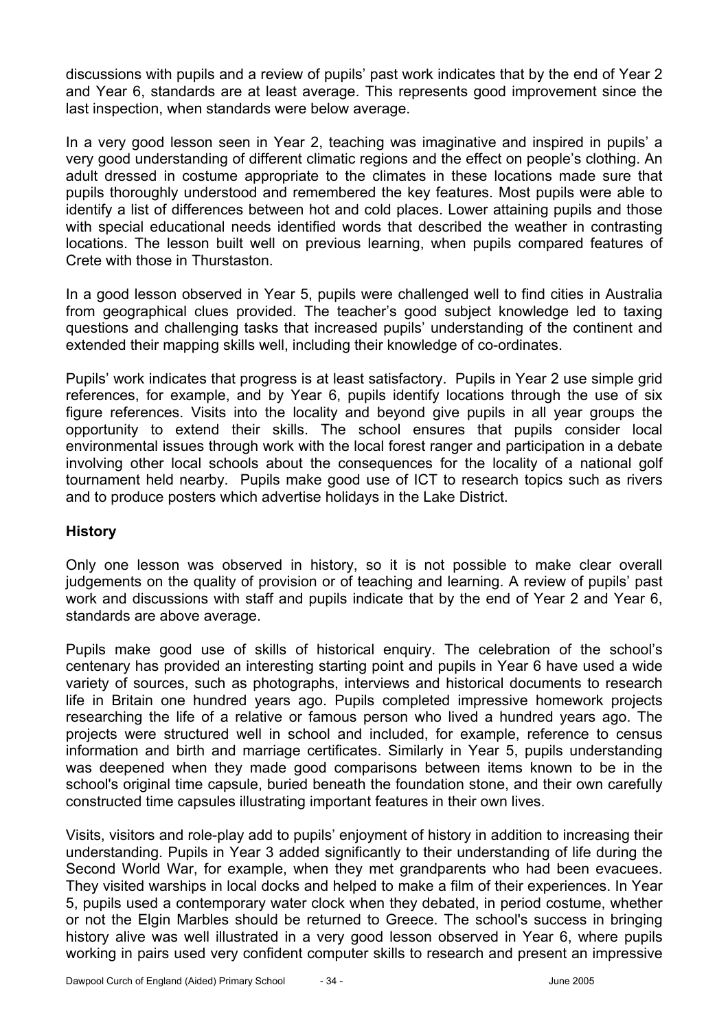discussions with pupils and a review of pupils' past work indicates that by the end of Year 2 and Year 6, standards are at least average. This represents good improvement since the last inspection, when standards were below average.

In a very good lesson seen in Year 2, teaching was imaginative and inspired in pupils' a very good understanding of different climatic regions and the effect on people's clothing. An adult dressed in costume appropriate to the climates in these locations made sure that pupils thoroughly understood and remembered the key features. Most pupils were able to identify a list of differences between hot and cold places. Lower attaining pupils and those with special educational needs identified words that described the weather in contrasting locations. The lesson built well on previous learning, when pupils compared features of Crete with those in Thurstaston.

In a good lesson observed in Year 5, pupils were challenged well to find cities in Australia from geographical clues provided. The teacher's good subject knowledge led to taxing questions and challenging tasks that increased pupils' understanding of the continent and extended their mapping skills well, including their knowledge of co-ordinates.

Pupils' work indicates that progress is at least satisfactory. Pupils in Year 2 use simple grid references, for example, and by Year 6, pupils identify locations through the use of six figure references. Visits into the locality and beyond give pupils in all year groups the opportunity to extend their skills. The school ensures that pupils consider local environmental issues through work with the local forest ranger and participation in a debate involving other local schools about the consequences for the locality of a national golf tournament held nearby. Pupils make good use of ICT to research topics such as rivers and to produce posters which advertise holidays in the Lake District.

## History

Only one lesson was observed in history, so it is not possible to make clear overall judgements on the quality of provision or of teaching and learning. A review of pupils' past work and discussions with staff and pupils indicate that by the end of Year 2 and Year 6, standards are above average.

Pupils make good use of skills of historical enquiry. The celebration of the school's centenary has provided an interesting starting point and pupils in Year 6 have used a wide variety of sources, such as photographs, interviews and historical documents to research life in Britain one hundred years ago. Pupils completed impressive homework projects researching the life of a relative or famous person who lived a hundred years ago. The projects were structured well in school and included, for example, reference to census information and birth and marriage certificates. Similarly in Year 5, pupils understanding was deepened when they made good comparisons between items known to be in the school's original time capsule, buried beneath the foundation stone, and their own carefully constructed time capsules illustrating important features in their own lives.

Visits, visitors and role-play add to pupils' enjoyment of history in addition to increasing their understanding. Pupils in Year 3 added significantly to their understanding of life during the Second World War, for example, when they met grandparents who had been evacuees. They visited warships in local docks and helped to make a film of their experiences. In Year 5, pupils used a contemporary water clock when they debated, in period costume, whether or not the Elgin Marbles should be returned to Greece. The school's success in bringing history alive was well illustrated in a very good lesson observed in Year 6, where pupils working in pairs used very confident computer skills to research and present an impressive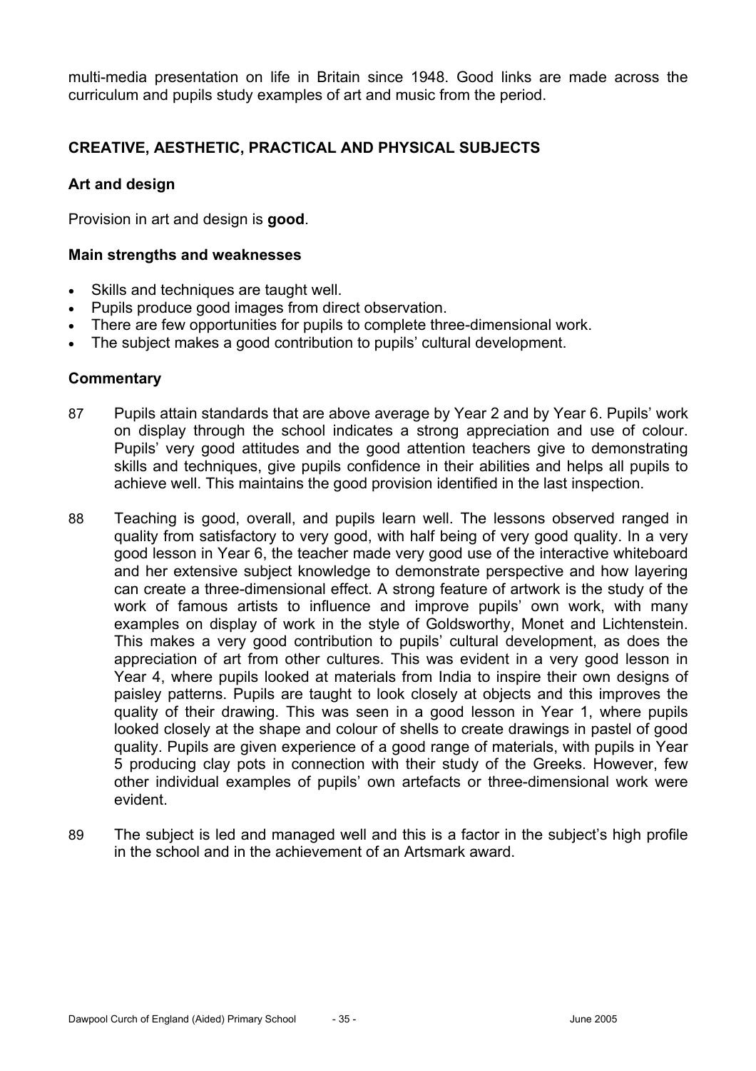multi-media presentation on life in Britain since 1948. Good links are made across the curriculum and pupils study examples of art and music from the period.

## CREATIVE, AESTHETIC, PRACTICAL AND PHYSICAL SUBJECTS

### Art and design

Provision in art and design is **good**.

### Main strengths and weaknesses

- Skills and techniques are taught well.
- Pupils produce good images from direct observation.
- There are few opportunities for pupils to complete three-dimensional work.
- The subject makes a good contribution to pupils' cultural development.

### Commentary

87 Pupils attain standards that are above average by Year 2 and by Year 6. Pupils' work on display through the school indicates a strong appreciation and use of colour. Pupils' very good attitudes and the good attention teachers give to demonstrating skills and techniques, give pupils confidence in their abilities and helps all pupils to achieve well. This maintains the good provision identified in the last inspection.

88 Teaching is good, overall, and pupils learn well. The lessons observed ranged in quality from satisfactory to very good, with half being of very good quality. In a very good lesson in Year 6, the teacher made very good use of the interactive whiteboard and her extensive subject knowledge to demonstrate perspective and how layering can create a three-dimensional effect. A strong feature of artwork is the study of the work of famous artists to influence and improve pupils' own work, with many examples on display of work in the style of Goldsworthy, Monet and Lichtenstein. This makes a very good contribution to pupils' cultural development, as does the appreciation of art from other cultures. This was evident in a very good lesson in Year 4, where pupils looked at materials from India to inspire their own designs of paisley patterns. Pupils are taught to look closely at objects and this improves the quality of their drawing. This was seen in a good lesson in Year 1, where pupils looked closely at the shape and colour of shells to create drawings in pastel of good quality. Pupils are given experience of a good range of materials, with pupils in Year 5 producing clay pots in connection with their study of the Greeks. However, few other individual examples of pupils' own artefacts or three-dimensional work were evident.

89 The subject is led and managed well and this is a factor in the subject's high profile in the school and in the achievement of an Artsmark award.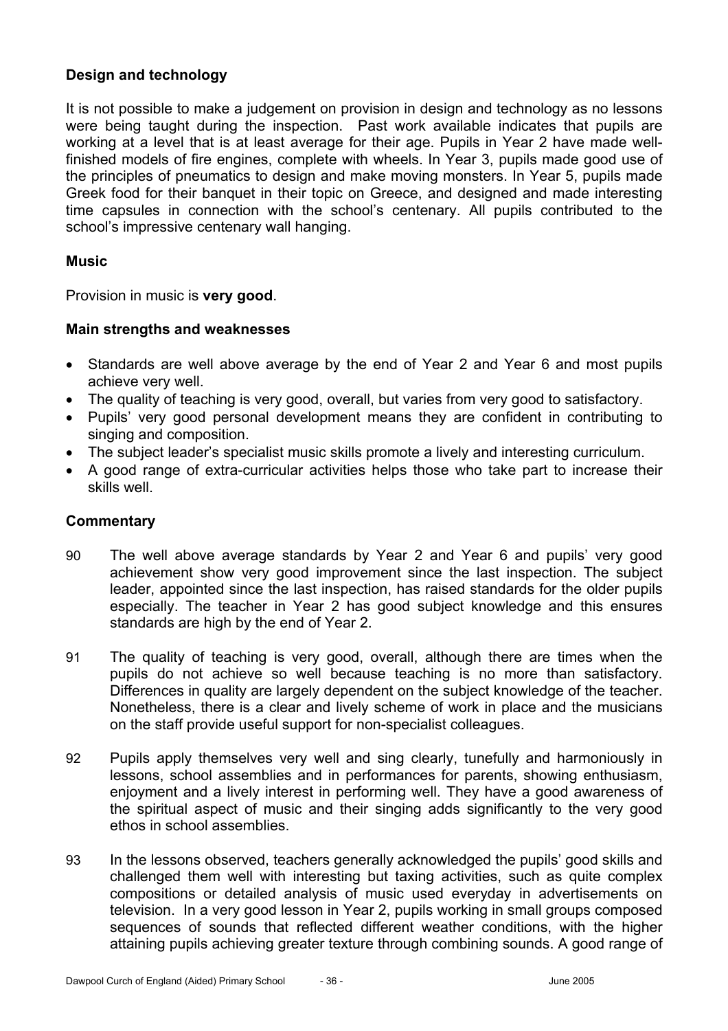### Design and technology

It is not possible to make a judgement on provision in design and technology as no lessons were being taught during the inspection. Past work available indicates that pupils are working at a level that is at least average for their age. Pupils in Year 2 have made well-finished models of fire engines, complete with wheels. In Year 3, pupils made good use of the principles of pneumatics to design and make moving monsters. In Year 5, pupils made Greek food for their banquet in their topic on Greece, and designed and made interesting time capsules in connection with the school's centenary. All pupils contributed to the school's impressive centenary wall hanging.

### Music

Provision in music is **very good**.

#### Main strengths and weaknesses

- Standards are well above average by the end of Year 2 and Year 6 and most pupils achieve very well.
- The quality of teaching is very good, overall, but varies from very good to satisfactory.
- Pupils' very good personal development means they are confident in contributing to singing and composition.
- The subject leader's specialist music skills promote a lively and interesting curriculum.
- A good range of extra-curricular activities helps those who take part to increase their skills well.

#### Commentary

90 The well above average standards by Year 2 and Year 6 and pupils' very good achievement show very good improvement since the last inspection. The subject leader, appointed since the last inspection, has raised standards for the older pupils especially. The teacher in Year 2 has good subject knowledge and this ensures standards are high by the end of Year 2.

91 The quality of teaching is very good, overall, although there are times when the pupils do not achieve so well because teaching is no more than satisfactory. Differences in quality are largely dependent on the subject knowledge of the teacher. Nonetheless, there is a clear and lively scheme of work in place and the musicians on the staff provide useful support for non-specialist colleagues.

92 Pupils apply themselves very well and sing clearly, tunefully and harmoniously in lessons, school assemblies and in performances for parents, showing enthusiasm, enjoyment and a lively interest in performing well. They have a good awareness of the spiritual aspect of music and their singing adds significantly to the very good ethos in school assemblies.

93 In the lessons observed, teachers generally acknowledged the pupils' good skills and challenged them well with interesting but taxing activities, such as quite complex compositions or detailed analysis of music used everyday in advertisements on television. In a very good lesson in Year 2, pupils working in small groups composed sequences of sounds that reflected different weather conditions, with the higher attaining pupils achieving greater texture through combining sounds. A good range of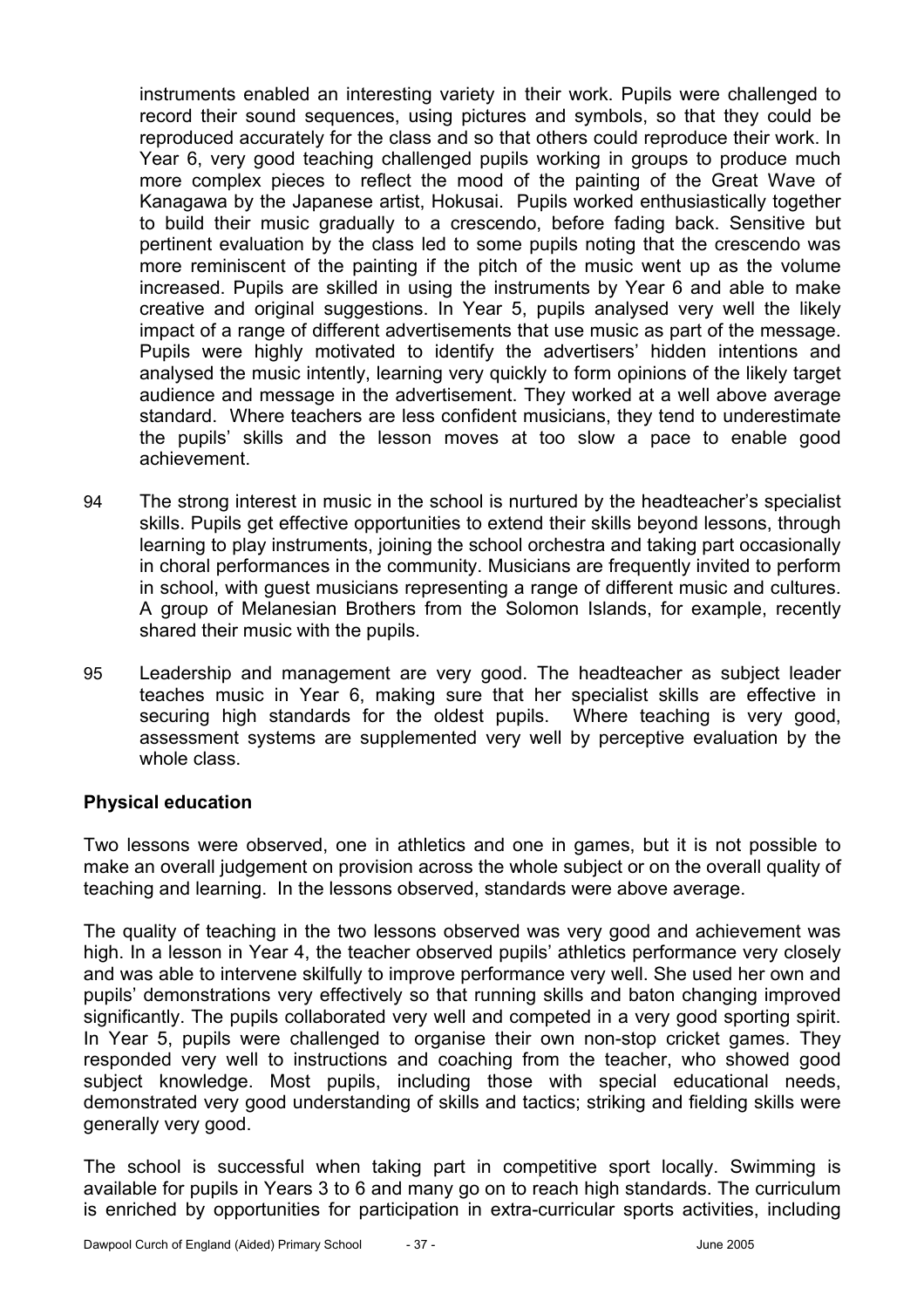instruments enabled an interesting variety in their work. Pupils were challenged to record their sound sequences, using pictures and symbols, so that they could be reproduced accurately for the class and so that others could reproduce their work. In Year 6, very good teaching challenged pupils working in groups to produce much more complex pieces to reflect the mood of the painting of the Great Wave of Kanagawa by the Japanese artist, Hokusai. Pupils worked enthusiastically together to build their music gradually to a crescendo, before fading back. Sensitive but pertinent evaluation by the class led to some pupils noting that the crescendo was more reminiscent of the painting if the pitch of the music went up as the volume increased. Pupils are skilled in using the instruments by Year 6 and able to make creative and original suggestions. In Year 5, pupils analysed very well the likely impact of a range of different advertisements that use music as part of the message. Pupils were highly motivated to identify the advertisers' hidden intentions and analysed the music intently, learning very quickly to form opinions of the likely target audience and message in the advertisement. They worked at a well above average standard. Where teachers are less confident musicians, they tend to underestimate the pupils' skills and the lesson moves at too slow a pace to enable good achievement.

94 The strong interest in music in the school is nurtured by the headteacher's specialist skills. Pupils get effective opportunities to extend their skills beyond lessons, through learning to play instruments, joining the school orchestra and taking part occasionally in choral performances in the community. Musicians are frequently invited to perform in school, with guest musicians representing a range of different music and cultures. A group of Melanesian Brothers from the Solomon Islands, for example, recently shared their music with the pupils.

95 Leadership and management are very good. The headteacher as subject leader teaches music in Year 6, making sure that her specialist skills are effective in securing high standards for the oldest pupils. Where teaching is very good, assessment systems are supplemented very well by perceptive evaluation by the whole class.

**Physical education**

Two lessons were observed, one in athletics and one in games, but it is not possible to make an overall judgement on provision across the whole subject or on the overall quality of teaching and learning. In the lessons observed, standards were above average.

The quality of teaching in the two lessons observed was very good and achievement was high. In a lesson in Year 4, the teacher observed pupils' athletics performance very closely and was able to intervene skilfully to improve performance very well. She used her own and pupils' demonstrations very effectively so that running skills and baton changing improved significantly. The pupils collaborated very well and competed in a very good sporting spirit. In Year 5, pupils were challenged to organise their own non-stop cricket games. They responded very well to instructions and coaching from the teacher, who showed good subject knowledge. Most pupils, including those with special educational needs, demonstrated very good understanding of skills and tactics; striking and fielding skills were generally very good.

The school is successful when taking part in competitive sport locally. Swimming is available for pupils in Years 3 to 6 and many go on to reach high standards. The curriculum is enriched by opportunities for participation in extra-curricular sports activities, including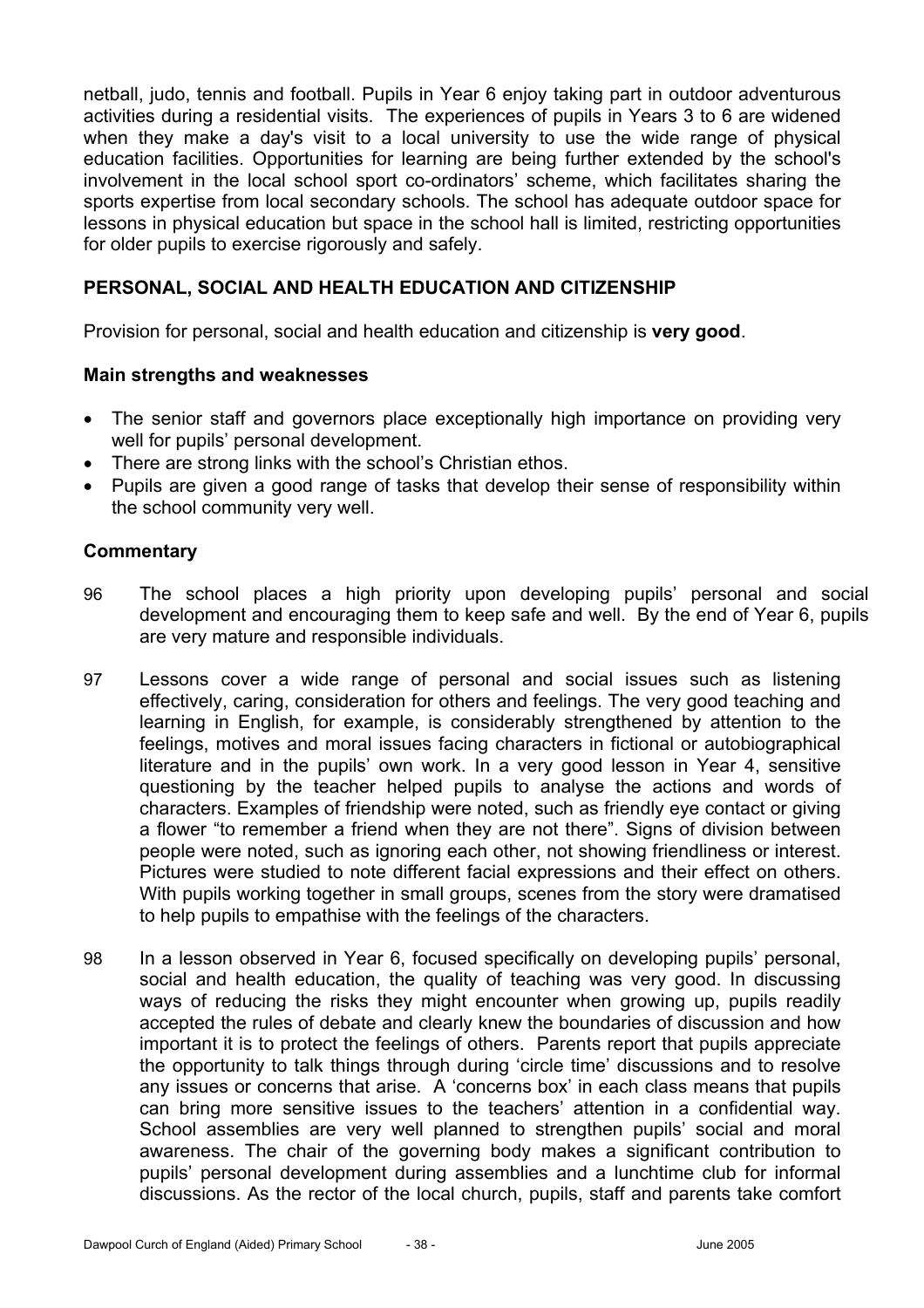netball, judo, tennis and football. Pupils in Year 6 enjoy taking part in outdoor adventurous activities during a residential visits. The experiences of pupils in Years 3 to 6 are widened when they make a day's visit to a local university to use the wide range of physical education facilities. Opportunities for learning are being further extended by the school's involvement in the local school sport co-ordinators' scheme, which facilitates sharing the sports expertise from local secondary schools. The school has adequate outdoor space for lessons in physical education but space in the school hall is limited, restricting opportunities for older pupils to exercise rigorously and safely.

## PERSONAL, SOCIAL AND HEALTH EDUCATION AND CITIZENSHIP

Provision for personal, social and health education and citizenship is **very good**.

### Main strengths and weaknesses

- The senior staff and governors place exceptionally high importance on providing very well for pupils' personal development.
- There are strong links with the school's Christian ethos.
- Pupils are given a good range of tasks that develop their sense of responsibility within the school community very well.

### Commentary

96 The school places a high priority upon developing pupils' personal and social development and encouraging them to keep safe and well. By the end of Year 6, pupils are very mature and responsible individuals.

97 Lessons cover a wide range of personal and social issues such as listening effectively, caring, consideration for others and feelings. The very good teaching and learning in English, for example, is considerably strengthened by attention to the feelings, motives and moral issues facing characters in fictional or autobiographical literature and in the pupils' own work. In a very good lesson in Year 4, sensitive questioning by the teacher helped pupils to analyse the actions and words of characters. Examples of friendship were noted, such as friendly eye contact or giving a flower "to remember a friend when they are not there". Signs of division between people were noted, such as ignoring each other, not showing friendliness or interest. Pictures were studied to note different facial expressions and their effect on others. With pupils working together in small groups, scenes from the story were dramatised to help pupils to empathise with the feelings of the characters.

98 In a lesson observed in Year 6, focused specifically on developing pupils' personal, social and health education, the quality of teaching was very good. In discussing ways of reducing the risks they might encounter when growing up, pupils readily accepted the rules of debate and clearly knew the boundaries of discussion and how important it is to protect the feelings of others. Parents report that pupils appreciate the opportunity to talk things through during 'circle time' discussions and to resolve any issues or concerns that arise. A 'concerns box' in each class means that pupils can bring more sensitive issues to the teachers' attention in a confidential way. School assemblies are very well planned to strengthen pupils' social and moral awareness. The chair of the governing body makes a significant contribution to pupils' personal development during assemblies and a lunchtime club for informal discussions. As the rector of the local church, pupils, staff and parents take comfort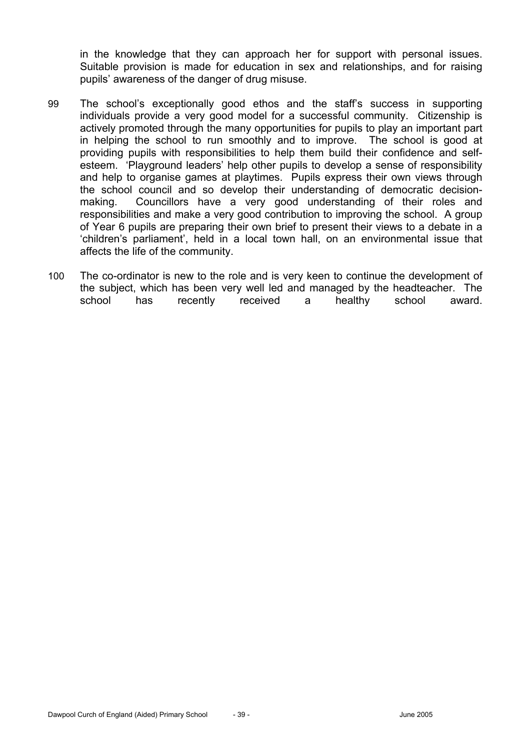in the knowledge that they can approach her for support with personal issues. Suitable provision is made for education in sex and relationships, and for raising pupils' awareness of the danger of drug misuse.

99 The school's exceptionally good ethos and the staff's success in supporting individuals provide a very good model for a successful community. Citizenship is actively promoted through the many opportunities for pupils to play an important part in helping the school to run smoothly and to improve. The school is good at providing pupils with responsibilities to help them build their confidence and self-esteem. 'Playground leaders' help other pupils to develop a sense of responsibility and help to organise games at playtimes. Pupils express their own views through the school council and so develop their understanding of democratic decision-making. Councillors have a very good understanding of their roles and responsibilities and make a very good contribution to improving the school. A group of Year 6 pupils are preparing their own brief to present their views to a debate in a 'children's parliament', held in a local town hall, on an environmental issue that affects the life of the community.

100 The co-ordinator is new to the role and is very keen to continue the development of the subject, which has been very well led and managed by the headteacher. The school has recently received a healthy school award.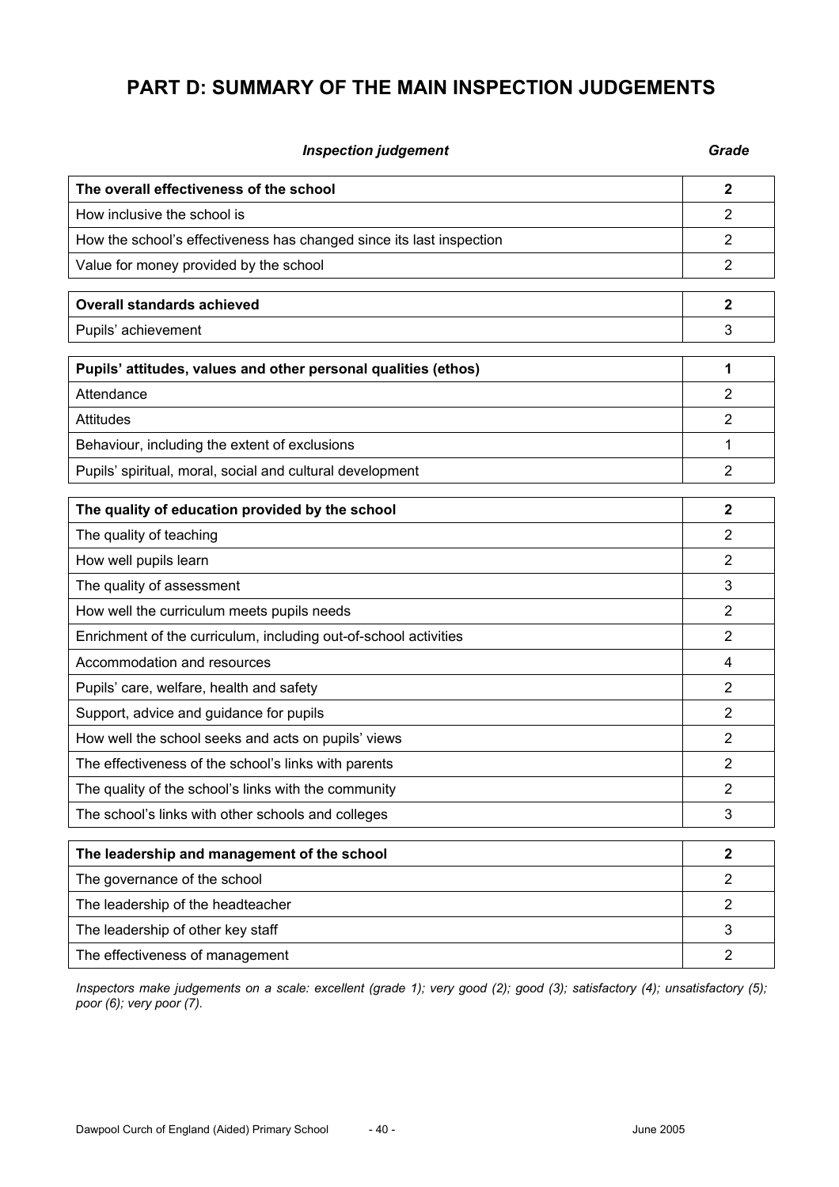# PART D: SUMMARY OF THE MAIN INSPECTION JUDGEMENTS

| *Inspection judgement* | *Grade* |
|---|---|
| **The overall effectiveness of the school** | **2** |
| How inclusive the school is | 2 |
| How the school's effectiveness has changed since its last inspection | 2 |
| Value for money provided by the school | 2 |
| **Overall standards achieved** | **2** |
| Pupils' achievement | 3 |
| **Pupils' attitudes, values and other personal qualities (ethos)** | **1** |
| Attendance | 2 |
| Attitudes | 2 |
| Behaviour, including the extent of exclusions | 1 |
| Pupils' spiritual, moral, social and cultural development | 2 |
| **The quality of education provided by the school** | **2** |
| The quality of teaching | 2 |
| How well pupils learn | 2 |
| The quality of assessment | 3 |
| How well the curriculum meets pupils needs | 2 |
| Enrichment of the curriculum, including out-of-school activities | 2 |
| Accommodation and resources | 4 |
| Pupils' care, welfare, health and safety | 2 |
| Support, advice and guidance for pupils | 2 |
| How well the school seeks and acts on pupils' views | 2 |
| The effectiveness of the school's links with parents | 2 |
| The quality of the school's links with the community | 2 |
| The school's links with other schools and colleges | 3 |
| **The leadership and management of the school** | **2** |
| The governance of the school | 2 |
| The leadership of the headteacher | 2 |
| The leadership of other key staff | 3 |
| The effectiveness of management | 2 |

*Inspectors make judgements on a scale: excellent (grade 1); very good (2); good (3); satisfactory (4); unsatisfactory (5); poor (6); very poor (7).*